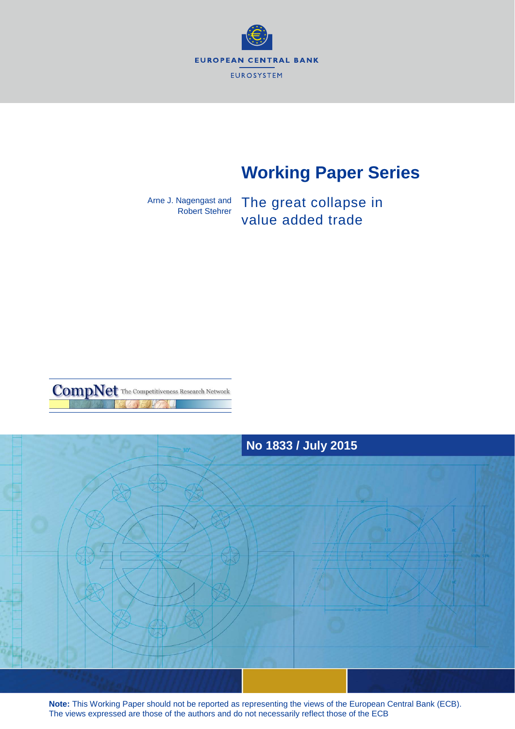EUROPEAN CENTRAL BANK

EUROSYSTEM

# Working Paper Series

Arne J. Nagengast and Robert Stehrer

## The great collapse in value added trade

CompNet The Competitiveness Research Network

**No 1833 / July 2015**

**Note:** This Working Paper should not be reported as representing the views of the European Central Bank (ECB). The views expressed are those of the authors and do not necessarily reflect those of the ECB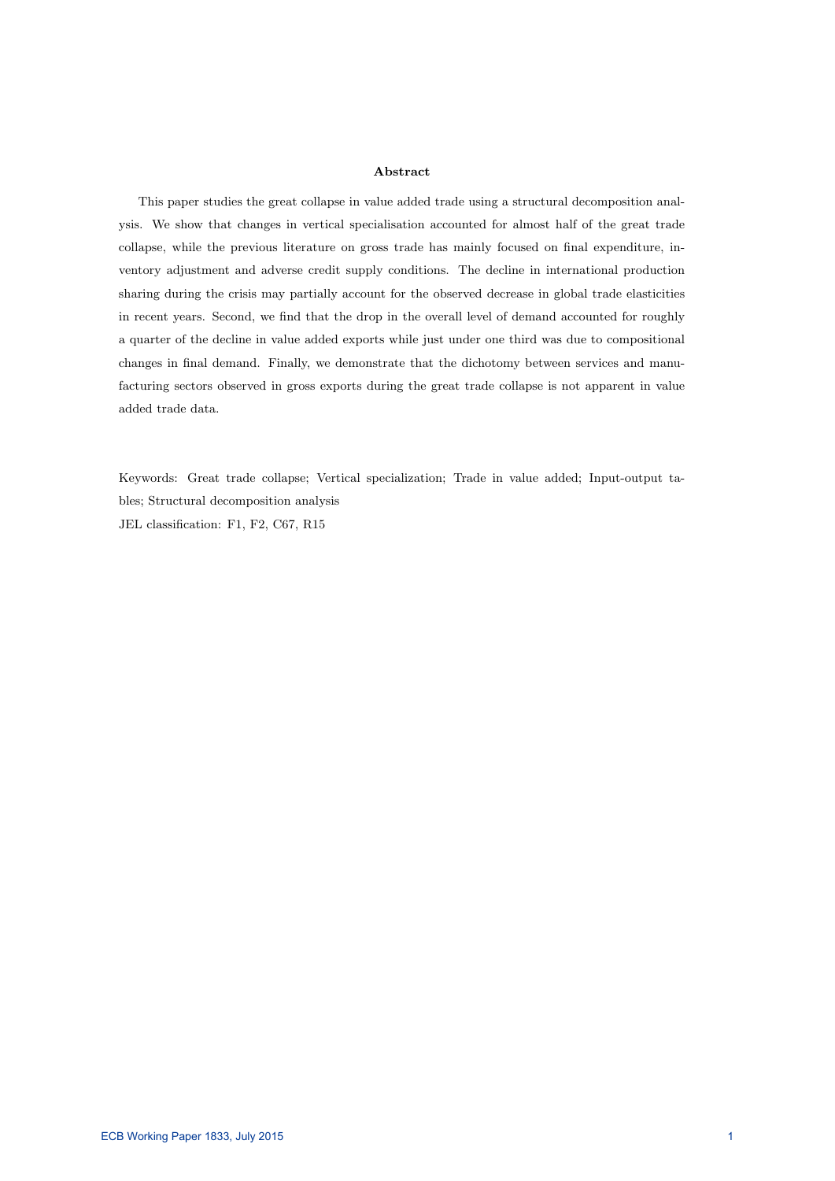### Abstract

This paper studies the great collapse in value added trade using a structural decomposition analysis. We show that changes in vertical specialisation accounted for almost half of the great trade collapse, while the previous literature on gross trade has mainly focused on final expenditure, inventory adjustment and adverse credit supply conditions. The decline in international production sharing during the crisis may partially account for the observed decrease in global trade elasticities in recent years. Second, we find that the drop in the overall level of demand accounted for roughly a quarter of the decline in value added exports while just under one third was due to compositional changes in final demand. Finally, we demonstrate that the dichotomy between services and manufacturing sectors observed in gross exports during the great trade collapse is not apparent in value added trade data.

Keywords: Great trade collapse; Vertical specialization; Trade in value added; Input-output tables; Structural decomposition analysis

JEL classification: F1, F2, C67, R15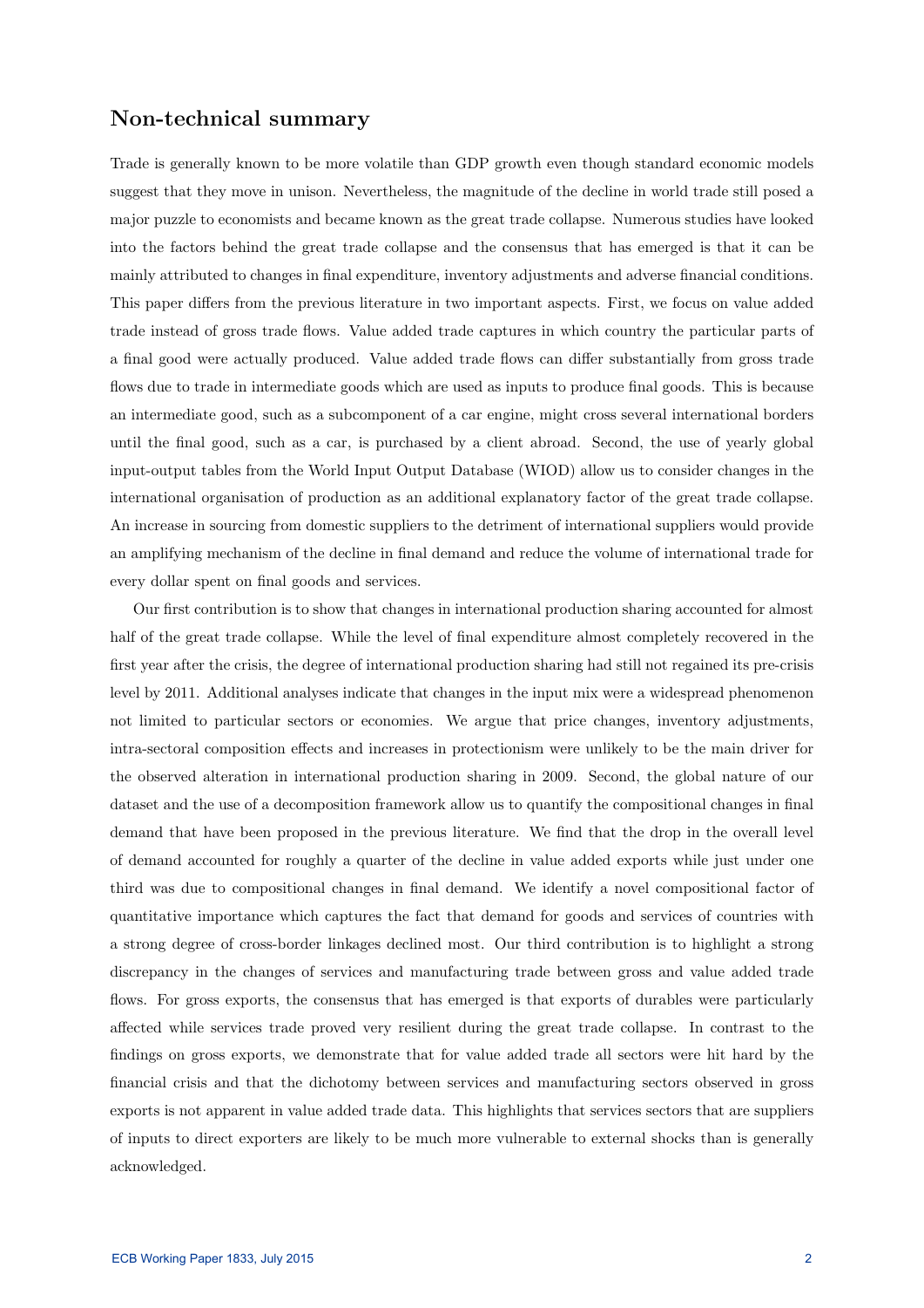## Non-technical summary

Trade is generally known to be more volatile than GDP growth even though standard economic models suggest that they move in unison. Nevertheless, the magnitude of the decline in world trade still posed a major puzzle to economists and became known as the great trade collapse. Numerous studies have looked into the factors behind the great trade collapse and the consensus that has emerged is that it can be mainly attributed to changes in final expenditure, inventory adjustments and adverse financial conditions. This paper differs from the previous literature in two important aspects. First, we focus on value added trade instead of gross trade flows. Value added trade captures in which country the particular parts of a final good were actually produced. Value added trade flows can differ substantially from gross trade flows due to trade in intermediate goods which are used as inputs to produce final goods. This is because an intermediate good, such as a subcomponent of a car engine, might cross several international borders until the final good, such as a car, is purchased by a client abroad. Second, the use of yearly global input-output tables from the World Input Output Database (WIOD) allow us to consider changes in the international organisation of production as an additional explanatory factor of the great trade collapse. An increase in sourcing from domestic suppliers to the detriment of international suppliers would provide an amplifying mechanism of the decline in final demand and reduce the volume of international trade for every dollar spent on final goods and services.

Our first contribution is to show that changes in international production sharing accounted for almost half of the great trade collapse. While the level of final expenditure almost completely recovered in the first year after the crisis, the degree of international production sharing had still not regained its pre-crisis level by 2011. Additional analyses indicate that changes in the input mix were a widespread phenomenon not limited to particular sectors or economies. We argue that price changes, inventory adjustments, intra-sectoral composition effects and increases in protectionism were unlikely to be the main driver for the observed alteration in international production sharing in 2009. Second, the global nature of our dataset and the use of a decomposition framework allow us to quantify the compositional changes in final demand that have been proposed in the previous literature. We find that the drop in the overall level of demand accounted for roughly a quarter of the decline in value added exports while just under one third was due to compositional changes in final demand. We identify a novel compositional factor of quantitative importance which captures the fact that demand for goods and services of countries with a strong degree of cross-border linkages declined most. Our third contribution is to highlight a strong discrepancy in the changes of services and manufacturing trade between gross and value added trade flows. For gross exports, the consensus that has emerged is that exports of durables were particularly affected while services trade proved very resilient during the great trade collapse. In contrast to the findings on gross exports, we demonstrate that for value added trade all sectors were hit hard by the financial crisis and that the dichotomy between services and manufacturing sectors observed in gross exports is not apparent in value added trade data. This highlights that services sectors that are suppliers of inputs to direct exporters are likely to be much more vulnerable to external shocks than is generally acknowledged.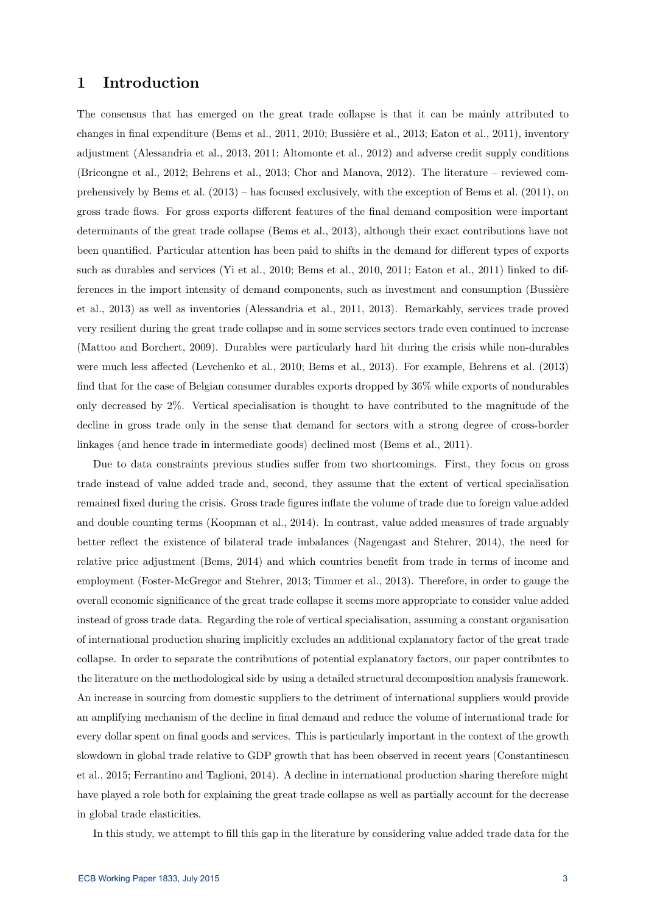# 1 Introduction

The consensus that has emerged on the great trade collapse is that it can be mainly attributed to changes in final expenditure (Bems et al., 2011, 2010; Bussière et al., 2013; Eaton et al., 2011), inventory adjustment (Alessandria et al., 2013, 2011; Altomonte et al., 2012) and adverse credit supply conditions (Bricongne et al., 2012; Behrens et al., 2013; Chor and Manova, 2012). The literature – reviewed comprehensively by Bems et al. (2013) – has focused exclusively, with the exception of Bems et al. (2011), on gross trade flows. For gross exports different features of the final demand composition were important determinants of the great trade collapse (Bems et al., 2013), although their exact contributions have not been quantified. Particular attention has been paid to shifts in the demand for different types of exports such as durables and services (Yi et al., 2010; Bems et al., 2010, 2011; Eaton et al., 2011) linked to differences in the import intensity of demand components, such as investment and consumption (Bussière et al., 2013) as well as inventories (Alessandria et al., 2011, 2013). Remarkably, services trade proved very resilient during the great trade collapse and in some services sectors trade even continued to increase (Mattoo and Borchert, 2009). Durables were particularly hard hit during the crisis while non-durables were much less affected (Levchenko et al., 2010; Bems et al., 2013). For example, Behrens et al. (2013) find that for the case of Belgian consumer durables exports dropped by 36% while exports of nondurables only decreased by 2%. Vertical specialisation is thought to have contributed to the magnitude of the decline in gross trade only in the sense that demand for sectors with a strong degree of cross-border linkages (and hence trade in intermediate goods) declined most (Bems et al., 2011).

Due to data constraints previous studies suffer from two shortcomings. First, they focus on gross trade instead of value added trade and, second, they assume that the extent of vertical specialisation remained fixed during the crisis. Gross trade figures inflate the volume of trade due to foreign value added and double counting terms (Koopman et al., 2014). In contrast, value added measures of trade arguably better reflect the existence of bilateral trade imbalances (Nagengast and Stehrer, 2014), the need for relative price adjustment (Bems, 2014) and which countries benefit from trade in terms of income and employment (Foster-McGregor and Stehrer, 2013; Timmer et al., 2013). Therefore, in order to gauge the overall economic significance of the great trade collapse it seems more appropriate to consider value added instead of gross trade data. Regarding the role of vertical specialisation, assuming a constant organisation of international production sharing implicitly excludes an additional explanatory factor of the great trade collapse. In order to separate the contributions of potential explanatory factors, our paper contributes to the literature on the methodological side by using a detailed structural decomposition analysis framework. An increase in sourcing from domestic suppliers to the detriment of international suppliers would provide an amplifying mechanism of the decline in final demand and reduce the volume of international trade for every dollar spent on final goods and services. This is particularly important in the context of the growth slowdown in global trade relative to GDP growth that has been observed in recent years (Constantinescu et al., 2015; Ferrantino and Taglioni, 2014). A decline in international production sharing therefore might have played a role both for explaining the great trade collapse as well as partially account for the decrease in global trade elasticities.

In this study, we attempt to fill this gap in the literature by considering value added trade data for the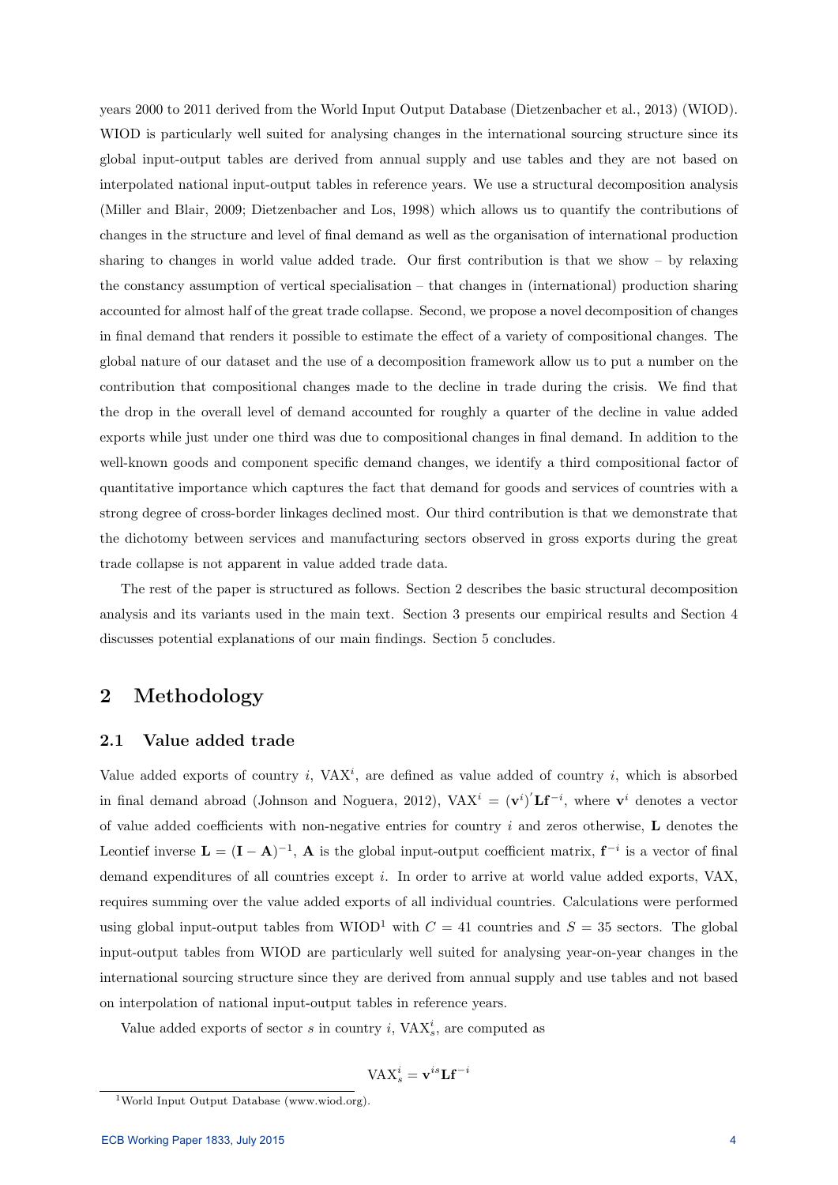years 2000 to 2011 derived from the World Input Output Database (Dietzenbacher et al., 2013) (WIOD). WIOD is particularly well suited for analysing changes in the international sourcing structure since its global input-output tables are derived from annual supply and use tables and they are not based on interpolated national input-output tables in reference years. We use a structural decomposition analysis (Miller and Blair, 2009; Dietzenbacher and Los, 1998) which allows us to quantify the contributions of changes in the structure and level of final demand as well as the organisation of international production sharing to changes in world value added trade. Our first contribution is that we show – by relaxing the constancy assumption of vertical specialisation – that changes in (international) production sharing accounted for almost half of the great trade collapse. Second, we propose a novel decomposition of changes in final demand that renders it possible to estimate the effect of a variety of compositional changes. The global nature of our dataset and the use of a decomposition framework allow us to put a number on the contribution that compositional changes made to the decline in trade during the crisis. We find that the drop in the overall level of demand accounted for roughly a quarter of the decline in value added exports while just under one third was due to compositional changes in final demand. In addition to the well-known goods and component specific demand changes, we identify a third compositional factor of quantitative importance which captures the fact that demand for goods and services of countries with a strong degree of cross-border linkages declined most. Our third contribution is that we demonstrate that the dichotomy between services and manufacturing sectors observed in gross exports during the great trade collapse is not apparent in value added trade data.

The rest of the paper is structured as follows. Section 2 describes the basic structural decomposition analysis and its variants used in the main text. Section 3 presents our empirical results and Section 4 discusses potential explanations of our main findings. Section 5 concludes.

## 2 Methodology

### 2.1 Value added trade

Value added exports of country $i$, $\mathrm{VAX}^i$, are defined as value added of country $i$, which is absorbed in final demand abroad (Johnson and Noguera, 2012), $\mathrm{VAX}^i = (\mathbf{v}^i)'\mathbf{L}\mathbf{f}^{-i}$, where $\mathbf{v}^i$ denotes a vector of value added coefficients with non-negative entries for country $i$ and zeros otherwise, $\mathbf{L}$ denotes the Leontief inverse $\mathbf{L} = (\mathbf{I} - \mathbf{A})^{-1}$, $\mathbf{A}$ is the global input-output coefficient matrix, $\mathbf{f}^{-i}$ is a vector of final demand expenditures of all countries except $i$. In order to arrive at world value added exports, VAX, requires summing over the value added exports of all individual countries. Calculations were performed using global input-output tables from WIOD[1] with $C = 41$ countries and $S = 35$ sectors. The global input-output tables from WIOD are particularly well suited for analysing year-on-year changes in the international sourcing structure since they are derived from annual supply and use tables and not based on interpolation of national input-output tables in reference years.

Value added exports of sector $s$ in country $i$, $\mathrm{VAX}^i_s$, are computed as

$$\mathrm{VAX}^i_s = \mathbf{v}^{is}\mathbf{L}\mathbf{f}^{-i}$$

[1] World Input Output Database (www.wiod.org).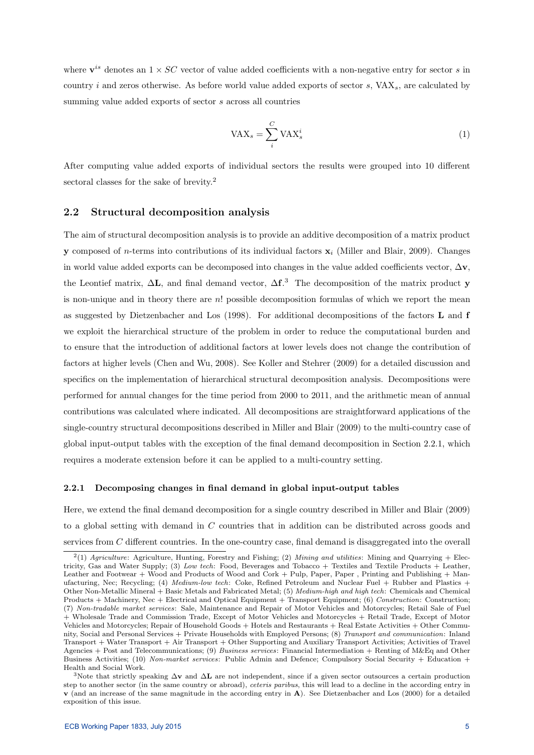where $\mathbf{v}^{is}$ denotes an $1 \times SC$ vector of value added coefficients with a non-negative entry for sector $s$ in country $i$ and zeros otherwise. As before world value added exports of sector $s$, $\text{VAX}_s$, are calculated by summing value added exports of sector $s$ across all countries

$$\text{VAX}_s = \sum_{i}^{C} \text{VAX}_s^i \tag{1}$$

After computing value added exports of individual sectors the results were grouped into 10 different sectoral classes for the sake of brevity.[2]

## 2.2 Structural decomposition analysis

The aim of structural decomposition analysis is to provide an additive decomposition of a matrix product $\mathbf{y}$ composed of $n$-terms into contributions of its individual factors $\mathbf{x}_i$ (Miller and Blair, 2009). Changes in world value added exports can be decomposed into changes in the value added coefficients vector, $\Delta\mathbf{v}$, the Leontief matrix, $\Delta\mathbf{L}$, and final demand vector, $\Delta\mathbf{f}$.[3] The decomposition of the matrix product $\mathbf{y}$ is non-unique and in theory there are $n!$ possible decomposition formulas of which we report the mean as suggested by Dietzenbacher and Los (1998). For additional decompositions of the factors $\mathbf{L}$ and $\mathbf{f}$ we exploit the hierarchical structure of the problem in order to reduce the computational burden and to ensure that the introduction of additional factors at lower levels does not change the contribution of factors at higher levels (Chen and Wu, 2008). See Koller and Stehrer (2009) for a detailed discussion and specifics on the implementation of hierarchical structural decomposition analysis. Decompositions were performed for annual changes for the time period from 2000 to 2011, and the arithmetic mean of annual contributions was calculated where indicated. All decompositions are straightforward applications of the single-country structural decompositions described in Miller and Blair (2009) to the multi-country case of global input-output tables with the exception of the final demand decomposition in Section 2.2.1, which requires a moderate extension before it can be applied to a multi-country setting.

### 2.2.1 Decomposing changes in final demand in global input-output tables

Here, we extend the final demand decomposition for a single country described in Miller and Blair (2009) to a global setting with demand in $C$ countries that in addition can be distributed across goods and services from $C$ different countries. In the one-country case, final demand is disaggregated into the overall

---

[2](1) *Agriculture*: Agriculture, Hunting, Forestry and Fishing; (2) *Mining and utilities*: Mining and Quarrying + Electricity, Gas and Water Supply; (3) *Low tech*: Food, Beverages and Tobacco + Textiles and Textile Products + Leather, Leather and Footwear + Wood and Products of Wood and Cork + Pulp, Paper, Paper , Printing and Publishing + Manufacturing, Nec; Recycling; (4) *Medium-low tech*: Coke, Refined Petroleum and Nuclear Fuel + Rubber and Plastics + Other Non-Metallic Mineral + Basic Metals and Fabricated Metal; (5) *Medium-high and high tech*: Chemicals and Chemical Products + Machinery, Nec + Electrical and Optical Equipment + Transport Equipment; (6) *Construction*: Construction; (7) *Non-tradable market services*: Sale, Maintenance and Repair of Motor Vehicles and Motorcycles; Retail Sale of Fuel + Wholesale Trade and Commission Trade, Except of Motor Vehicles and Motorcycles + Retail Trade, Except of Motor Vehicles and Motorcycles; Repair of Household Goods + Hotels and Restaurants + Real Estate Activities + Other Community, Social and Personal Services + Private Households with Employed Persons; (8) *Transport and communication*: Inland Transport + Water Transport + Air Transport + Other Supporting and Auxiliary Transport Activities; Activities of Travel Agencies + Post and Telecommunications; (9) *Business services*: Financial Intermediation + Renting of M&Eq and Other Business Activities; (10) *Non-market services*: Public Admin and Defence; Compulsory Social Security + Education + Health and Social Work.

[3]Note that strictly speaking $\Delta\mathbf{v}$ and $\Delta\mathbf{L}$ are not independent, since if a given sector outsources a certain production step to another sector (in the same country or abroad), *ceteris paribus*, this will lead to a decline in the according entry in $\mathbf{v}$ (and an increase of the same magnitude in the according entry in $\mathbf{A}$). See Dietzenbacher and Los (2000) for a detailed exposition of this issue.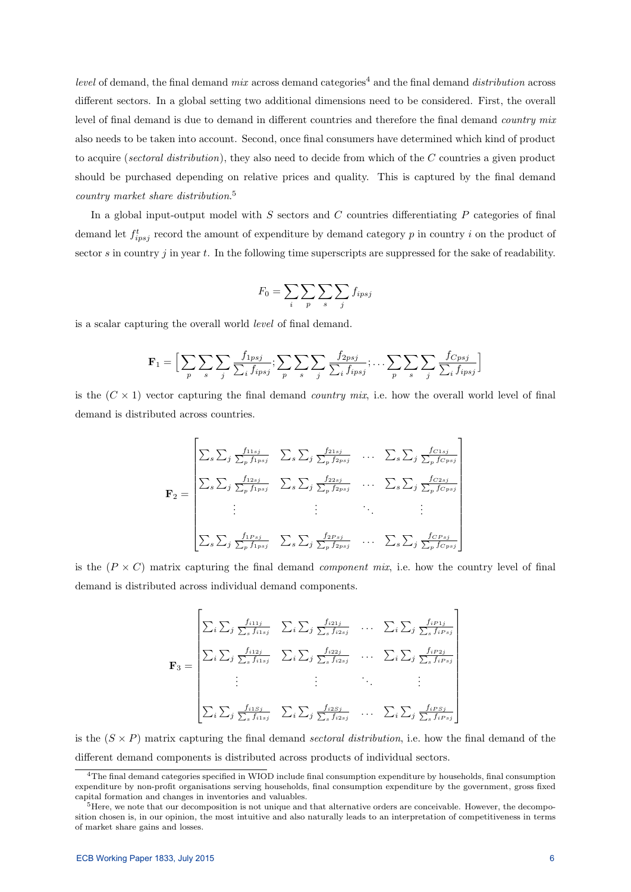*level* of demand, the final demand *mix* across demand categories[4] and the final demand *distribution* across different sectors. In a global setting two additional dimensions need to be considered. First, the overall level of final demand is due to demand in different countries and therefore the final demand *country mix* also needs to be taken into account. Second, once final consumers have determined which kind of product to acquire (*sectoral distribution*), they also need to decide from which of the $C$ countries a given product should be purchased depending on relative prices and quality. This is captured by the final demand *country market share distribution*.[5]

In a global input-output model with $S$ sectors and $C$ countries differentiating $P$ categories of final demand let $f^t_{ipsj}$ record the amount of expenditure by demand category $p$ in country $i$ on the product of sector $s$ in country $j$ in year $t$. In the following time superscripts are suppressed for the sake of readability.

$$F_0 = \sum_i \sum_p \sum_s \sum_j f_{ipsj}$$

is a scalar capturing the overall world *level* of final demand.

$$\mathbf{F}_1 = \Big[ \sum_p \sum_s \sum_j \frac{f_{1psj}}{\sum_i f_{ipsj}} ; \sum_p \sum_s \sum_j \frac{f_{2psj}}{\sum_i f_{ipsj}} ; \ldots \sum_p \sum_s \sum_j \frac{f_{Cpsj}}{\sum_i f_{ipsj}} \Big]$$

is the $(C \times 1)$ vector capturing the final demand *country mix*, i.e. how the overall world level of final demand is distributed across countries.

$$\mathbf{F}_2 = \begin{bmatrix} \sum_s \sum_j \frac{f_{11sj}}{\sum_p f_{1psj}} & \sum_s \sum_j \frac{f_{21sj}}{\sum_p f_{2psj}} & \ldots & \sum_s \sum_j \frac{f_{C1sj}}{\sum_p f_{Cpsj}} \\ \sum_s \sum_j \frac{f_{12sj}}{\sum_p f_{1psj}} & \sum_s \sum_j \frac{f_{22sj}}{\sum_p f_{2psj}} & \ldots & \sum_s \sum_j \frac{f_{C2sj}}{\sum_p f_{Cpsj}} \\ \vdots & \vdots & \ddots & \vdots \\ \sum_s \sum_j \frac{f_{1Psj}}{\sum_p f_{1psj}} & \sum_s \sum_j \frac{f_{2Psj}}{\sum_p f_{2psj}} & \ldots & \sum_s \sum_j \frac{f_{CPsj}}{\sum_p f_{Cpsj}} \end{bmatrix}$$

is the $(P \times C)$ matrix capturing the final demand *component mix*, i.e. how the country level of final demand is distributed across individual demand components.

$$\mathbf{F}_3 = \begin{bmatrix} \sum_i \sum_j \frac{f_{i11j}}{\sum_s f_{i1sj}} & \sum_i \sum_j \frac{f_{i21j}}{\sum_s f_{i2sj}} & \ldots & \sum_i \sum_j \frac{f_{iP1j}}{\sum_s f_{iPsj}} \\ \sum_i \sum_j \frac{f_{i12j}}{\sum_s f_{i1sj}} & \sum_i \sum_j \frac{f_{i22j}}{\sum_s f_{i2sj}} & \ldots & \sum_i \sum_j \frac{f_{iP2j}}{\sum_s f_{iPsj}} \\ \vdots & \vdots & \ddots & \vdots \\ \sum_i \sum_j \frac{f_{i1Sj}}{\sum_s f_{i1sj}} & \sum_i \sum_j \frac{f_{i2Sj}}{\sum_s f_{i2sj}} & \ldots & \sum_i \sum_j \frac{f_{iPSj}}{\sum_s f_{iPsj}} \end{bmatrix}$$

is the $(S \times P)$ matrix capturing the final demand *sectoral distribution*, i.e. how the final demand of the different demand components is distributed across products of individual sectors.

[4] The final demand categories specified in WIOD include final consumption expenditure by households, final consumption expenditure by non-profit organisations serving households, final consumption expenditure by the government, gross fixed capital formation and changes in inventories and valuables.

[5] Here, we note that our decomposition is not unique and that alternative orders are conceivable. However, the decomposition chosen is, in our opinion, the most intuitive and also naturally leads to an interpretation of competitiveness in terms of market share gains and losses.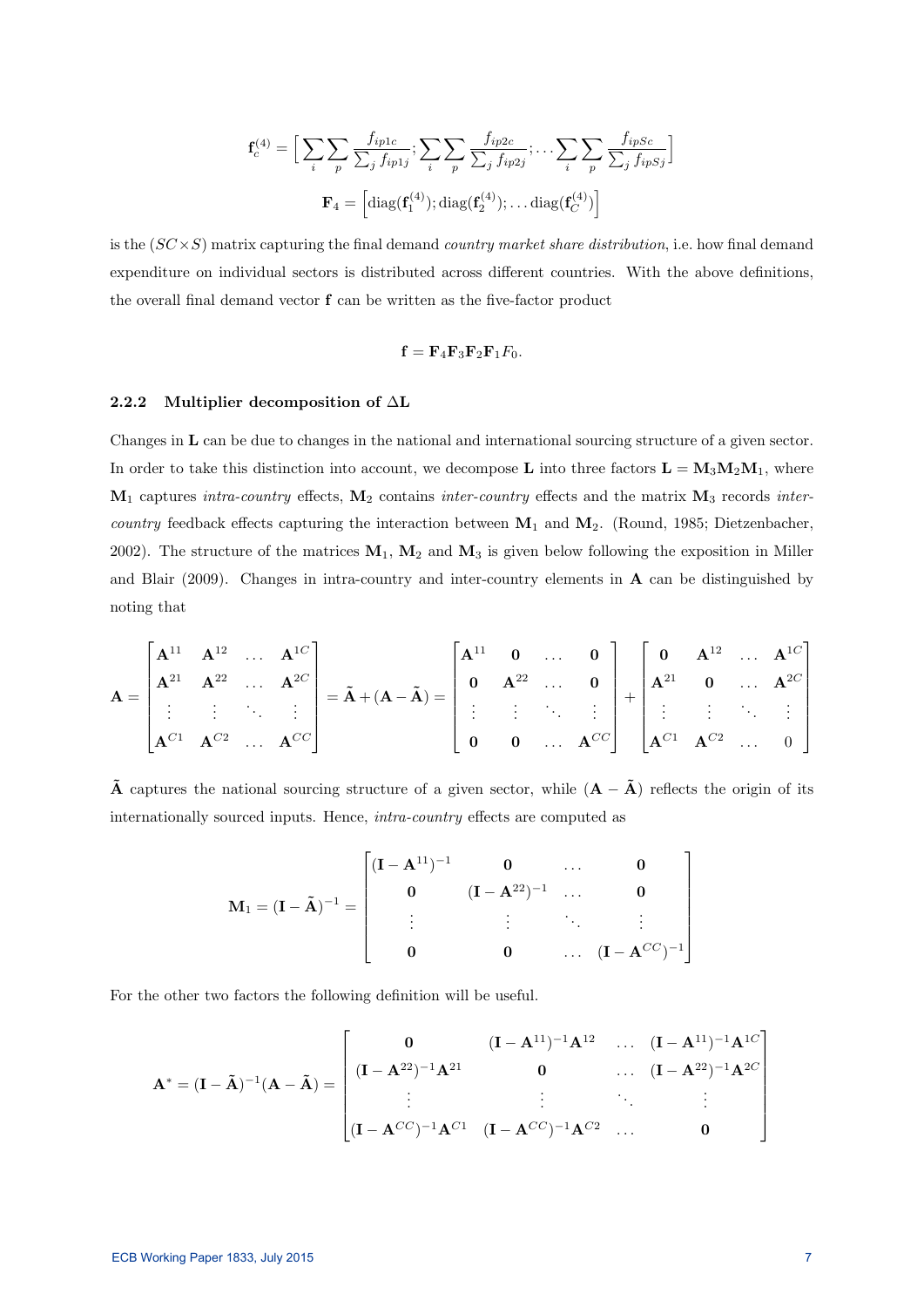$$\mathbf{f}_c^{(4)} = \Big[ \sum_i \sum_p \frac{f_{ip1c}}{\sum_j f_{ip1j}}; \sum_i \sum_p \frac{f_{ip2c}}{\sum_j f_{ip2j}}; \ldots \sum_i \sum_p \frac{f_{ipSc}}{\sum_j f_{ipSj}} \Big]$$

$$\mathbf{F}_4 = \Big[ \mathrm{diag}(\mathbf{f}_1^{(4)}); \mathrm{diag}(\mathbf{f}_2^{(4)}); \ldots \mathrm{diag}(\mathbf{f}_C^{(4)}) \Big]$$

is the $(SC \times S)$ matrix capturing the final demand *country market share distribution*, i.e. how final demand expenditure on individual sectors is distributed across different countries. With the above definitions, the overall final demand vector $\mathbf{f}$ can be written as the five-factor product

$$\mathbf{f} = \mathbf{F}_4 \mathbf{F}_3 \mathbf{F}_2 \mathbf{F}_1 F_0.$$

### 2.2.2 Multiplier decomposition of $\Delta \mathbf{L}$

Changes in $\mathbf{L}$ can be due to changes in the national and international sourcing structure of a given sector. In order to take this distinction into account, we decompose $\mathbf{L}$ into three factors $\mathbf{L} = \mathbf{M}_3 \mathbf{M}_2 \mathbf{M}_1$, where $\mathbf{M}_1$ captures *intra-country* effects, $\mathbf{M}_2$ contains *inter-country* effects and the matrix $\mathbf{M}_3$ records *inter-country* feedback effects capturing the interaction between $\mathbf{M}_1$ and $\mathbf{M}_2$. (Round, 1985; Dietzenbacher, 2002). The structure of the matrices $\mathbf{M}_1$, $\mathbf{M}_2$ and $\mathbf{M}_3$ is given below following the exposition in Miller and Blair (2009). Changes in intra-country and inter-country elements in $\mathbf{A}$ can be distinguished by noting that

$$\mathbf{A} = \begin{bmatrix} \mathbf{A}^{11} & \mathbf{A}^{12} & \ldots & \mathbf{A}^{1C} \\ \mathbf{A}^{21} & \mathbf{A}^{22} & \ldots & \mathbf{A}^{2C} \\ \vdots & \vdots & \ddots & \vdots \\ \mathbf{A}^{C1} & \mathbf{A}^{C2} & \ldots & \mathbf{A}^{CC} \end{bmatrix} = \tilde{\mathbf{A}} + (\mathbf{A} - \tilde{\mathbf{A}}) = \begin{bmatrix} \mathbf{A}^{11} & \mathbf{0} & \ldots & \mathbf{0} \\ \mathbf{0} & \mathbf{A}^{22} & \ldots & \mathbf{0} \\ \vdots & \vdots & \ddots & \vdots \\ \mathbf{0} & \mathbf{0} & \ldots & \mathbf{A}^{CC} \end{bmatrix} + \begin{bmatrix} \mathbf{0} & \mathbf{A}^{12} & \ldots & \mathbf{A}^{1C} \\ \mathbf{A}^{21} & \mathbf{0} & \ldots & \mathbf{A}^{2C} \\ \vdots & \vdots & \ddots & \vdots \\ \mathbf{A}^{C1} & \mathbf{A}^{C2} & \ldots & 0 \end{bmatrix}$$

$\tilde{\mathbf{A}}$ captures the national sourcing structure of a given sector, while $(\mathbf{A} - \tilde{\mathbf{A}})$ reflects the origin of its internationally sourced inputs. Hence, *intra-country* effects are computed as

$$\mathbf{M}_1 = (\mathbf{I} - \tilde{\mathbf{A}})^{-1} = \begin{bmatrix} (\mathbf{I} - \mathbf{A}^{11})^{-1} & \mathbf{0} & \ldots & \mathbf{0} \\ \mathbf{0} & (\mathbf{I} - \mathbf{A}^{22})^{-1} & \ldots & \mathbf{0} \\ \vdots & \vdots & \ddots & \vdots \\ \mathbf{0} & \mathbf{0} & \ldots & (\mathbf{I} - \mathbf{A}^{CC})^{-1} \end{bmatrix}$$

For the other two factors the following definition will be useful.

$$\mathbf{A}^* = (\mathbf{I} - \tilde{\mathbf{A}})^{-1}(\mathbf{A} - \tilde{\mathbf{A}}) = \begin{bmatrix} \mathbf{0} & (\mathbf{I} - \mathbf{A}^{11})^{-1}\mathbf{A}^{12} & \ldots & (\mathbf{I} - \mathbf{A}^{11})^{-1}\mathbf{A}^{1C} \\ (\mathbf{I} - \mathbf{A}^{22})^{-1}\mathbf{A}^{21} & \mathbf{0} & \ldots & (\mathbf{I} - \mathbf{A}^{22})^{-1}\mathbf{A}^{2C} \\ \vdots & \vdots & \ddots & \vdots \\ (\mathbf{I} - \mathbf{A}^{CC})^{-1}\mathbf{A}^{C1} & (\mathbf{I} - \mathbf{A}^{CC})^{-1}\mathbf{A}^{C2} & \ldots & \mathbf{0} \end{bmatrix}$$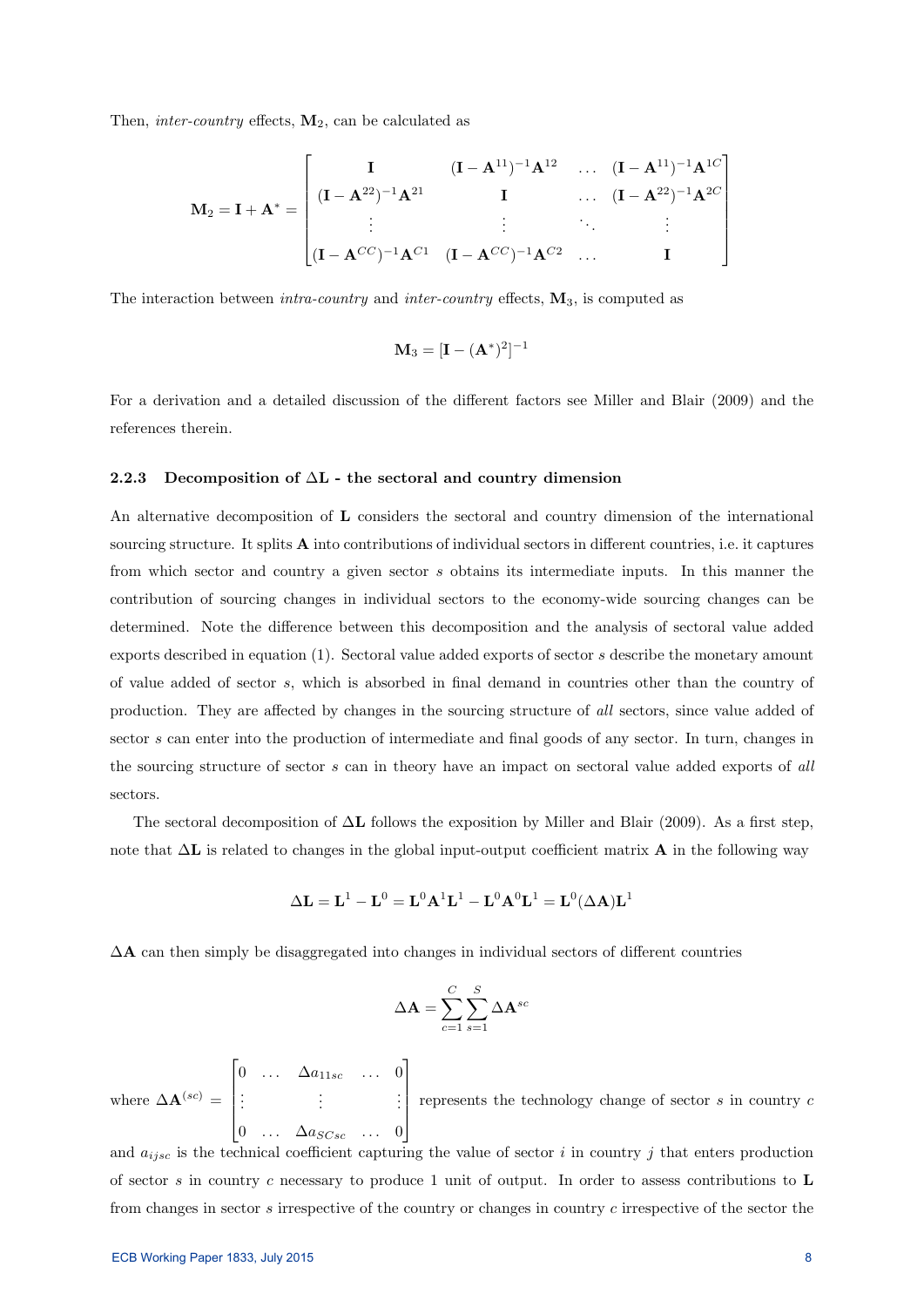Then, *inter-country* effects, $\mathbf{M}_2$, can be calculated as

$$\mathbf{M}_2 = \mathbf{I} + \mathbf{A}^* = \begin{bmatrix} \mathbf{I} & (\mathbf{I} - \mathbf{A}^{11})^{-1}\mathbf{A}^{12} & \dots & (\mathbf{I} - \mathbf{A}^{11})^{-1}\mathbf{A}^{1C} \\ (\mathbf{I} - \mathbf{A}^{22})^{-1}\mathbf{A}^{21} & \mathbf{I} & \dots & (\mathbf{I} - \mathbf{A}^{22})^{-1}\mathbf{A}^{2C} \\ \vdots & \vdots & \ddots & \vdots \\ (\mathbf{I} - \mathbf{A}^{CC})^{-1}\mathbf{A}^{C1} & (\mathbf{I} - \mathbf{A}^{CC})^{-1}\mathbf{A}^{C2} & \dots & \mathbf{I} \end{bmatrix}$$

The interaction between *intra-country* and *inter-country* effects, $\mathbf{M}_3$, is computed as

$$\mathbf{M}_3 = [\mathbf{I} - (\mathbf{A}^*)^2]^{-1}$$

For a derivation and a detailed discussion of the different factors see Miller and Blair (2009) and the references therein.

### 2.2.3 Decomposition of $\Delta\mathbf{L}$ - the sectoral and country dimension

An alternative decomposition of $\mathbf{L}$ considers the sectoral and country dimension of the international sourcing structure. It splits $\mathbf{A}$ into contributions of individual sectors in different countries, i.e. it captures from which sector and country a given sector $s$ obtains its intermediate inputs. In this manner the contribution of sourcing changes in individual sectors to the economy-wide sourcing changes can be determined. Note the difference between this decomposition and the analysis of sectoral value added exports described in equation (1). Sectoral value added exports of sector $s$ describe the monetary amount of value added of sector $s$, which is absorbed in final demand in countries other than the country of production. They are affected by changes in the sourcing structure of *all* sectors, since value added of sector $s$ can enter into the production of intermediate and final goods of any sector. In turn, changes in the sourcing structure of sector $s$ can in theory have an impact on sectoral value added exports of *all* sectors.

The sectoral decomposition of $\Delta\mathbf{L}$ follows the exposition by Miller and Blair (2009). As a first step, note that $\Delta\mathbf{L}$ is related to changes in the global input-output coefficient matrix $\mathbf{A}$ in the following way

$$\Delta\mathbf{L} = \mathbf{L}^1 - \mathbf{L}^0 = \mathbf{L}^0\mathbf{A}^1\mathbf{L}^1 - \mathbf{L}^0\mathbf{A}^0\mathbf{L}^1 = \mathbf{L}^0(\Delta\mathbf{A})\mathbf{L}^1$$

$\Delta\mathbf{A}$ can then simply be disaggregated into changes in individual sectors of different countries

$$\Delta\mathbf{A} = \sum_{c=1}^{C}\sum_{s=1}^{S}\Delta\mathbf{A}^{sc}$$

where $\Delta\mathbf{A}^{(sc)} = \begin{bmatrix} 0 & \dots & \Delta a_{11sc} & \dots & 0 \\ \vdots & & \vdots & & \vdots \\ 0 & \dots & \Delta a_{SCsc} & \dots & 0 \end{bmatrix}$ represents the technology change of sector $s$ in country $c$ and $a_{ijsc}$ is the technical coefficient capturing the value of sector $i$ in country $j$ that enters production of sector $s$ in country $c$ necessary to produce 1 unit of output. In order to assess contributions to $\mathbf{L}$ from changes in sector $s$ irrespective of the country or changes in country $c$ irrespective of the sector the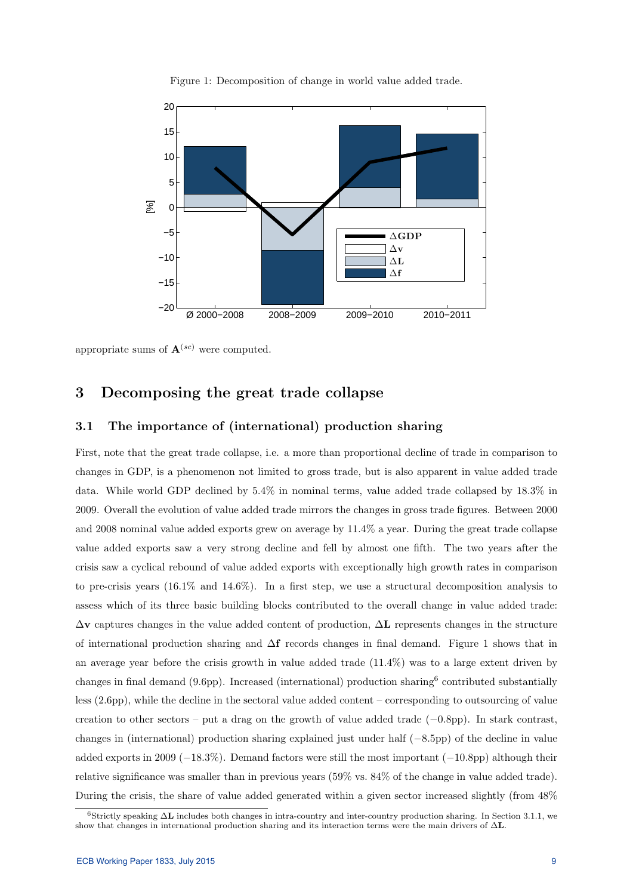Figure 1: Decomposition of change in world value added trade.

appropriate sums of $\mathbf{A}^{(sc)}$ were computed.

## 3 Decomposing the great trade collapse

### 3.1 The importance of (international) production sharing

First, note that the great trade collapse, i.e. a more than proportional decline of trade in comparison to changes in GDP, is a phenomenon not limited to gross trade, but is also apparent in value added trade data. While world GDP declined by 5.4% in nominal terms, value added trade collapsed by 18.3% in 2009. Overall the evolution of value added trade mirrors the changes in gross trade figures. Between 2000 and 2008 nominal value added exports grew on average by 11.4% a year. During the great trade collapse value added exports saw a very strong decline and fell by almost one fifth. The two years after the crisis saw a cyclical rebound of value added exports with exceptionally high growth rates in comparison to pre-crisis years (16.1% and 14.6%). In a first step, we use a structural decomposition analysis to assess which of its three basic building blocks contributed to the overall change in value added trade: $\Delta\mathbf{v}$ captures changes in the value added content of production, $\Delta\mathbf{L}$ represents changes in the structure of international production sharing and $\Delta\mathbf{f}$ records changes in final demand. Figure 1 shows that in an average year before the crisis growth in value added trade (11.4%) was to a large extent driven by changes in final demand (9.6pp). Increased (international) production sharing[6] contributed substantially less (2.6pp), while the decline in the sectoral value added content – corresponding to outsourcing of value creation to other sectors – put a drag on the growth of value added trade (−0.8pp). In stark contrast, changes in (international) production sharing explained just under half (−8.5pp) of the decline in value added exports in 2009 (−18.3%). Demand factors were still the most important (−10.8pp) although their relative significance was smaller than in previous years (59% vs. 84% of the change in value added trade). During the crisis, the share of value added generated within a given sector increased slightly (from 48%

[6] Strictly speaking $\Delta\mathbf{L}$ includes both changes in intra-country and inter-country production sharing. In Section 3.1.1, we show that changes in international production sharing and its interaction terms were the main drivers of $\Delta\mathbf{L}$.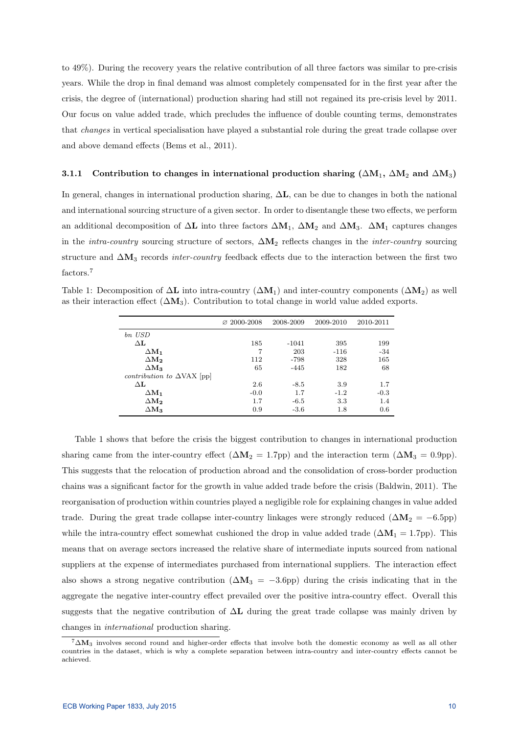to 49%). During the recovery years the relative contribution of all three factors was similar to pre-crisis years. While the drop in final demand was almost completely compensated for in the first year after the crisis, the degree of (international) production sharing had still not regained its pre-crisis level by 2011. Our focus on value added trade, which precludes the influence of double counting terms, demonstrates that *changes* in vertical specialisation have played a substantial role during the great trade collapse over and above demand effects (Bems et al., 2011).

### 3.1.1 Contribution to changes in international production sharing ($\Delta \mathbf{M}_1$, $\Delta \mathbf{M}_2$ and $\Delta \mathbf{M}_3$)

In general, changes in international production sharing, $\Delta \mathbf{L}$, can be due to changes in both the national and international sourcing structure of a given sector. In order to disentangle these two effects, we perform an additional decomposition of $\Delta \mathbf{L}$ into three factors $\Delta \mathbf{M}_1$, $\Delta \mathbf{M}_2$ and $\Delta \mathbf{M}_3$. $\Delta \mathbf{M}_1$ captures changes in the *intra-country* sourcing structure of sectors, $\Delta \mathbf{M}_2$ reflects changes in the *inter-country* sourcing structure and $\Delta \mathbf{M}_3$ records *inter-country* feedback effects due to the interaction between the first two factors.[7]

Table 1: Decomposition of $\Delta \mathbf{L}$ into intra-country ($\Delta \mathbf{M}_1$) and inter-country components ($\Delta \mathbf{M}_2$) as well as their interaction effect ($\Delta \mathbf{M}_3$). Contribution to total change in world value added exports.

| | ∅ 2000-2008 | 2008-2009 | 2009-2010 | 2010-2011 |
|---|---|---|---|---|
| *bn USD* | | | | |
| $\Delta \mathbf{L}$ | 185 | -1041 | 395 | 199 |
| $\Delta \mathbf{M_1}$ | 7 | 203 | -116 | -34 |
| $\Delta \mathbf{M_2}$ | 112 | -798 | 328 | 165 |
| $\Delta \mathbf{M_3}$ | 65 | -445 | 182 | 68 |
| *contribution to* $\Delta$VAX [pp] | | | | |
| $\Delta \mathbf{L}$ | 2.6 | -8.5 | 3.9 | 1.7 |
| $\Delta \mathbf{M_1}$ | -0.0 | 1.7 | -1.2 | -0.3 |
| $\Delta \mathbf{M_2}$ | 1.7 | -6.5 | 3.3 | 1.4 |
| $\Delta \mathbf{M_3}$ | 0.9 | -3.6 | 1.8 | 0.6 |

Table 1 shows that before the crisis the biggest contribution to changes in international production sharing came from the inter-country effect ($\Delta \mathbf{M}_2 = 1.7$pp) and the interaction term ($\Delta \mathbf{M}_3 = 0.9$pp). This suggests that the relocation of production abroad and the consolidation of cross-border production chains was a significant factor for the growth in value added trade before the crisis (Baldwin, 2011). The reorganisation of production within countries played a negligible role for explaining changes in value added trade. During the great trade collapse inter-country linkages were strongly reduced ($\Delta \mathbf{M}_2 = -6.5$pp) while the intra-country effect somewhat cushioned the drop in value added trade ($\Delta \mathbf{M}_1 = 1.7$pp). This means that on average sectors increased the relative share of intermediate inputs sourced from national suppliers at the expense of intermediates purchased from international suppliers. The interaction effect also shows a strong negative contribution ($\Delta \mathbf{M}_3 = -3.6$pp) during the crisis indicating that in the aggregate the negative inter-country effect prevailed over the positive intra-country effect. Overall this suggests that the negative contribution of $\Delta \mathbf{L}$ during the great trade collapse was mainly driven by changes in *international* production sharing.

[7] $\Delta \mathbf{M}_3$ involves second round and higher-order effects that involve both the domestic economy as well as all other countries in the dataset, which is why a complete separation between intra-country and inter-country effects cannot be achieved.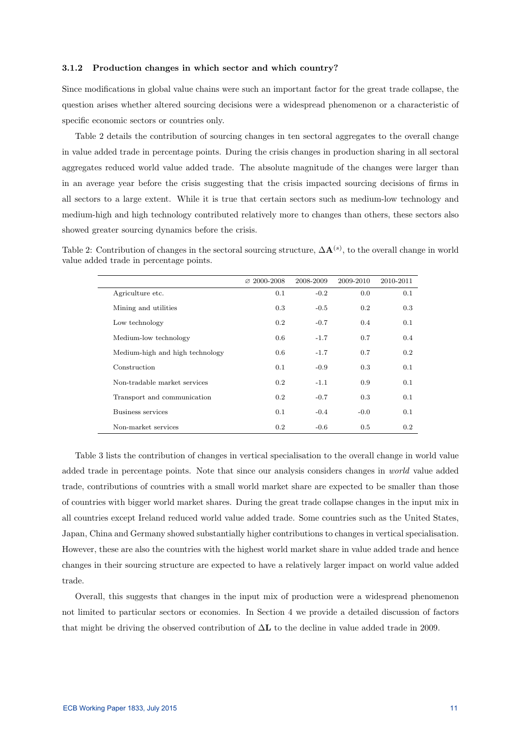### 3.1.2 Production changes in which sector and which country?

Since modifications in global value chains were such an important factor for the great trade collapse, the question arises whether altered sourcing decisions were a widespread phenomenon or a characteristic of specific economic sectors or countries only.

Table 2 details the contribution of sourcing changes in ten sectoral aggregates to the overall change in value added trade in percentage points. During the crisis changes in production sharing in all sectoral aggregates reduced world value added trade. The absolute magnitude of the changes were larger than in an average year before the crisis suggesting that the crisis impacted sourcing decisions of firms in all sectors to a large extent. While it is true that certain sectors such as medium-low technology and medium-high and high technology contributed relatively more to changes than others, these sectors also showed greater sourcing dynamics before the crisis.

Table 2: Contribution of changes in the sectoral sourcing structure, $\mathbf{\Delta A}^{(s)}$, to the overall change in world value added trade in percentage points.

| | ∅ 2000-2008 | 2008-2009 | 2009-2010 | 2010-2011 |
|---|---|---|---|---|
| Agriculture etc. | 0.1 | -0.2 | 0.0 | 0.1 |
| Mining and utilities | 0.3 | -0.5 | 0.2 | 0.3 |
| Low technology | 0.2 | -0.7 | 0.4 | 0.1 |
| Medium-low technology | 0.6 | -1.7 | 0.7 | 0.4 |
| Medium-high and high technology | 0.6 | -1.7 | 0.7 | 0.2 |
| Construction | 0.1 | -0.9 | 0.3 | 0.1 |
| Non-tradable market services | 0.2 | -1.1 | 0.9 | 0.1 |
| Transport and communication | 0.2 | -0.7 | 0.3 | 0.1 |
| Business services | 0.1 | -0.4 | -0.0 | 0.1 |
| Non-market services | 0.2 | -0.6 | 0.5 | 0.2 |

Table 3 lists the contribution of changes in vertical specialisation to the overall change in world value added trade in percentage points. Note that since our analysis considers changes in *world* value added trade, contributions of countries with a small world market share are expected to be smaller than those of countries with bigger world market shares. During the great trade collapse changes in the input mix in all countries except Ireland reduced world value added trade. Some countries such as the United States, Japan, China and Germany showed substantially higher contributions to changes in vertical specialisation. However, these are also the countries with the highest world market share in value added trade and hence changes in their sourcing structure are expected to have a relatively larger impact on world value added trade.

Overall, this suggests that changes in the input mix of production were a widespread phenomenon not limited to particular sectors or economies. In Section 4 we provide a detailed discussion of factors that might be driving the observed contribution of $\mathbf{\Delta L}$ to the decline in value added trade in 2009.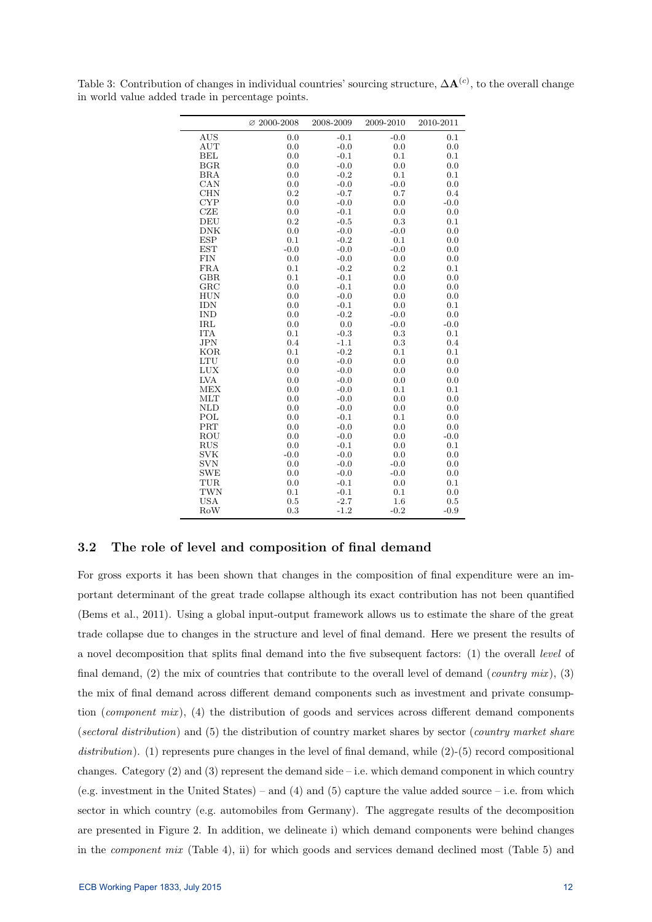Table 3: Contribution of changes in individual countries' sourcing structure, $\Delta\mathbf{A}^{(c)}$, to the overall change in world value added trade in percentage points.

| | ∅ 2000-2008 | 2008-2009 | 2009-2010 | 2010-2011 |
|---|---|---|---|---|
| AUS | 0.0 | -0.1 | -0.0 | 0.1 |
| AUT | 0.0 | -0.0 | 0.0 | 0.0 |
| BEL | 0.0 | -0.1 | 0.1 | 0.1 |
| BGR | 0.0 | -0.0 | 0.0 | 0.0 |
| BRA | 0.0 | -0.2 | 0.1 | 0.1 |
| CAN | 0.0 | -0.0 | -0.0 | 0.0 |
| CHN | 0.2 | -0.7 | 0.7 | 0.4 |
| CYP | 0.0 | -0.0 | 0.0 | -0.0 |
| CZE | 0.0 | -0.1 | 0.0 | 0.0 |
| DEU | 0.2 | -0.5 | 0.3 | 0.1 |
| DNK | 0.0 | -0.0 | -0.0 | 0.0 |
| ESP | 0.1 | -0.2 | 0.1 | 0.0 |
| EST | -0.0 | -0.0 | -0.0 | 0.0 |
| FIN | 0.0 | -0.0 | 0.0 | 0.0 |
| FRA | 0.1 | -0.2 | 0.2 | 0.1 |
| GBR | 0.1 | -0.1 | 0.0 | 0.0 |
| GRC | 0.0 | -0.1 | 0.0 | 0.0 |
| HUN | 0.0 | -0.0 | 0.0 | 0.0 |
| IDN | 0.0 | -0.1 | 0.0 | 0.1 |
| IND | 0.0 | -0.2 | -0.0 | 0.0 |
| IRL | 0.0 | 0.0 | -0.0 | -0.0 |
| ITA | 0.1 | -0.3 | 0.3 | 0.1 |
| JPN | 0.4 | -1.1 | 0.3 | 0.4 |
| KOR | 0.1 | -0.2 | 0.1 | 0.1 |
| LTU | 0.0 | -0.0 | 0.0 | 0.0 |
| LUX | 0.0 | -0.0 | 0.0 | 0.0 |
| LVA | 0.0 | -0.0 | 0.0 | 0.0 |
| MEX | 0.0 | -0.0 | 0.1 | 0.1 |
| MLT | 0.0 | -0.0 | 0.0 | 0.0 |
| NLD | 0.0 | -0.0 | 0.0 | 0.0 |
| POL | 0.0 | -0.1 | 0.1 | 0.0 |
| PRT | 0.0 | -0.0 | 0.0 | 0.0 |
| ROU | 0.0 | -0.0 | 0.0 | -0.0 |
| RUS | 0.0 | -0.1 | 0.0 | 0.1 |
| SVK | -0.0 | -0.0 | 0.0 | 0.0 |
| SVN | 0.0 | -0.0 | -0.0 | 0.0 |
| SWE | 0.0 | -0.0 | -0.0 | 0.0 |
| TUR | 0.0 | -0.1 | 0.0 | 0.1 |
| TWN | 0.1 | -0.1 | 0.1 | 0.0 |
| USA | 0.5 | -2.7 | 1.6 | 0.5 |
| RoW | 0.3 | -1.2 | -0.2 | -0.9 |

### 3.2 The role of level and composition of final demand

For gross exports it has been shown that changes in the composition of final expenditure were an important determinant of the great trade collapse although its exact contribution has not been quantified (Bems et al., 2011). Using a global input-output framework allows us to estimate the share of the great trade collapse due to changes in the structure and level of final demand. Here we present the results of a novel decomposition that splits final demand into the five subsequent factors: (1) the overall *level* of final demand, (2) the mix of countries that contribute to the overall level of demand (*country mix*), (3) the mix of final demand across different demand components such as investment and private consumption (*component mix*), (4) the distribution of goods and services across different demand components (*sectoral distribution*) and (5) the distribution of country market shares by sector (*country market share distribution*). (1) represents pure changes in the level of final demand, while (2)-(5) record compositional changes. Category (2) and (3) represent the demand side – i.e. which demand component in which country (e.g. investment in the United States) – and (4) and (5) capture the value added source – i.e. from which sector in which country (e.g. automobiles from Germany). The aggregate results of the decomposition are presented in Figure 2. In addition, we delineate i) which demand components were behind changes in the *component mix* (Table 4), ii) for which goods and services demand declined most (Table 5) and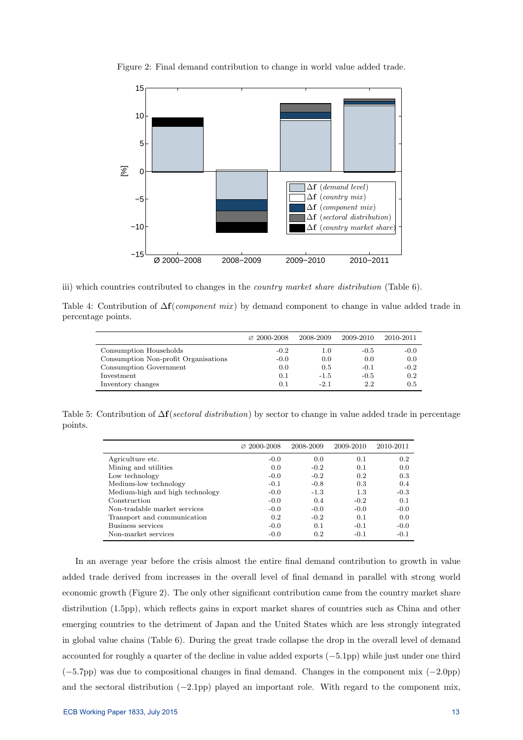Figure 2: Final demand contribution to change in world value added trade.

iii) which countries contributed to changes in the *country market share distribution* (Table 6).

Table 4: Contribution of $\Delta\mathbf{f}$(*component mix*) by demand component to change in value added trade in percentage points.

| | ∅ 2000-2008 | 2008-2009 | 2009-2010 | 2010-2011 |
|---|---|---|---|---|
| Consumption Households | -0.2 | 1.0 | -0.5 | -0.0 |
| Consumption Non-profit Organisations | -0.0 | 0.0 | 0.0 | 0.0 |
| Consumption Government | 0.0 | 0.5 | -0.1 | -0.2 |
| Investment | 0.1 | -1.5 | -0.5 | 0.2 |
| Inventory changes | 0.1 | -2.1 | 2.2 | 0.5 |

Table 5: Contribution of $\Delta\mathbf{f}$(*sectoral distribution*) by sector to change in value added trade in percentage points.

| | ∅ 2000-2008 | 2008-2009 | 2009-2010 | 2010-2011 |
|---|---|---|---|---|
| Agriculture etc. | -0.0 | 0.0 | 0.1 | 0.2 |
| Mining and utilities | 0.0 | -0.2 | 0.1 | 0.0 |
| Low technology | -0.0 | -0.2 | 0.2 | 0.3 |
| Medium-low technology | -0.1 | -0.8 | 0.3 | 0.4 |
| Medium-high and high technology | -0.0 | -1.3 | 1.3 | -0.3 |
| Construction | -0.0 | 0.4 | -0.2 | 0.1 |
| Non-tradable market services | -0.0 | -0.0 | -0.0 | -0.0 |
| Transport and communication | 0.2 | -0.2 | 0.1 | 0.0 |
| Business services | -0.0 | 0.1 | -0.1 | -0.0 |
| Non-market services | -0.0 | 0.2 | -0.1 | -0.1 |

In an average year before the crisis almost the entire final demand contribution to growth in value added trade derived from increases in the overall level of final demand in parallel with strong world economic growth (Figure 2). The only other significant contribution came from the country market share distribution (1.5pp), which reflects gains in export market shares of countries such as China and other emerging countries to the detriment of Japan and the United States which are less strongly integrated in global value chains (Table 6). During the great trade collapse the drop in the overall level of demand accounted for roughly a quarter of the decline in value added exports (−5.1pp) while just under one third (−5.7pp) was due to compositional changes in final demand. Changes in the component mix (−2.0pp) and the sectoral distribution (−2.1pp) played an important role. With regard to the component mix,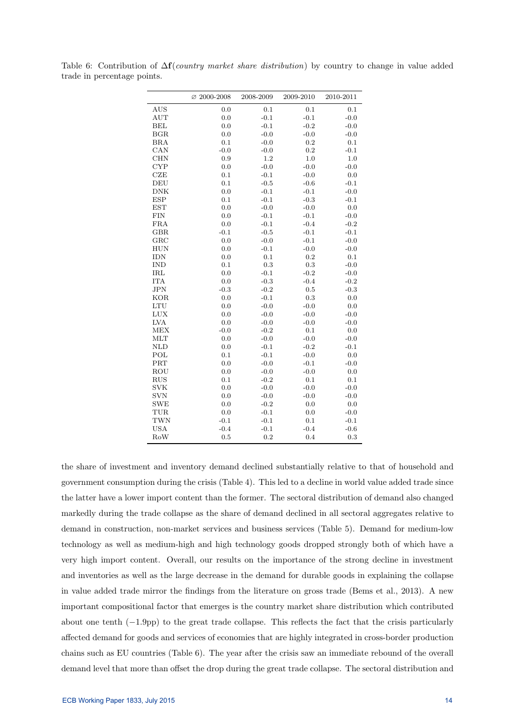Table 6: Contribution of $\Delta\mathbf{f}$(*country market share distribution*) by country to change in value added trade in percentage points.

| | ∅ 2000-2008 | 2008-2009 | 2009-2010 | 2010-2011 |
|---|---|---|---|---|
| AUS | 0.0 | 0.1 | 0.1 | 0.1 |
| AUT | 0.0 | -0.1 | -0.1 | -0.0 |
| BEL | 0.0 | -0.1 | -0.2 | -0.0 |
| BGR | 0.0 | -0.0 | -0.0 | -0.0 |
| BRA | 0.1 | -0.0 | 0.2 | 0.1 |
| CAN | -0.0 | -0.0 | 0.2 | -0.1 |
| CHN | 0.9 | 1.2 | 1.0 | 1.0 |
| CYP | 0.0 | -0.0 | -0.0 | -0.0 |
| CZE | 0.1 | -0.1 | -0.0 | 0.0 |
| DEU | 0.1 | -0.5 | -0.6 | -0.1 |
| DNK | 0.0 | -0.1 | -0.1 | -0.0 |
| ESP | 0.1 | -0.1 | -0.3 | -0.1 |
| EST | 0.0 | -0.0 | -0.0 | 0.0 |
| FIN | 0.0 | -0.1 | -0.1 | -0.0 |
| FRA | 0.0 | -0.1 | -0.4 | -0.2 |
| GBR | -0.1 | -0.5 | -0.1 | -0.1 |
| GRC | 0.0 | -0.0 | -0.1 | -0.0 |
| HUN | 0.0 | -0.1 | -0.0 | -0.0 |
| IDN | 0.0 | 0.1 | 0.2 | 0.1 |
| IND | 0.1 | 0.3 | 0.3 | -0.0 |
| IRL | 0.0 | -0.1 | -0.2 | -0.0 |
| ITA | 0.0 | -0.3 | -0.4 | -0.2 |
| JPN | -0.3 | -0.2 | 0.5 | -0.3 |
| KOR | 0.0 | -0.1 | 0.3 | 0.0 |
| LTU | 0.0 | -0.0 | -0.0 | 0.0 |
| LUX | 0.0 | -0.0 | -0.0 | -0.0 |
| LVA | 0.0 | -0.0 | -0.0 | -0.0 |
| MEX | -0.0 | -0.2 | 0.1 | 0.0 |
| MLT | 0.0 | -0.0 | -0.0 | -0.0 |
| NLD | 0.0 | -0.1 | -0.2 | -0.1 |
| POL | 0.1 | -0.1 | -0.0 | 0.0 |
| PRT | 0.0 | -0.0 | -0.1 | -0.0 |
| ROU | 0.0 | -0.0 | -0.0 | 0.0 |
| RUS | 0.1 | -0.2 | 0.1 | 0.1 |
| SVK | 0.0 | -0.0 | -0.0 | -0.0 |
| SVN | 0.0 | -0.0 | -0.0 | -0.0 |
| SWE | 0.0 | -0.2 | 0.0 | 0.0 |
| TUR | 0.0 | -0.1 | 0.0 | -0.0 |
| TWN | -0.1 | -0.1 | 0.1 | -0.1 |
| USA | -0.4 | -0.1 | -0.4 | -0.6 |
| RoW | 0.5 | 0.2 | 0.4 | 0.3 |

the share of investment and inventory demand declined substantially relative to that of household and government consumption during the crisis (Table 4). This led to a decline in world value added trade since the latter have a lower import content than the former. The sectoral distribution of demand also changed markedly during the trade collapse as the share of demand declined in all sectoral aggregates relative to demand in construction, non-market services and business services (Table 5). Demand for medium-low technology as well as medium-high and high technology goods dropped strongly both of which have a very high import content. Overall, our results on the importance of the strong decline in investment and inventories as well as the large decrease in the demand for durable goods in explaining the collapse in value added trade mirror the findings from the literature on gross trade (Bems et al., 2013). A new important compositional factor that emerges is the country market share distribution which contributed about one tenth ($-1.9$pp) to the great trade collapse. This reflects the fact that the crisis particularly affected demand for goods and services of economies that are highly integrated in cross-border production chains such as EU countries (Table 6). The year after the crisis saw an immediate rebound of the overall demand level that more than offset the drop during the great trade collapse. The sectoral distribution and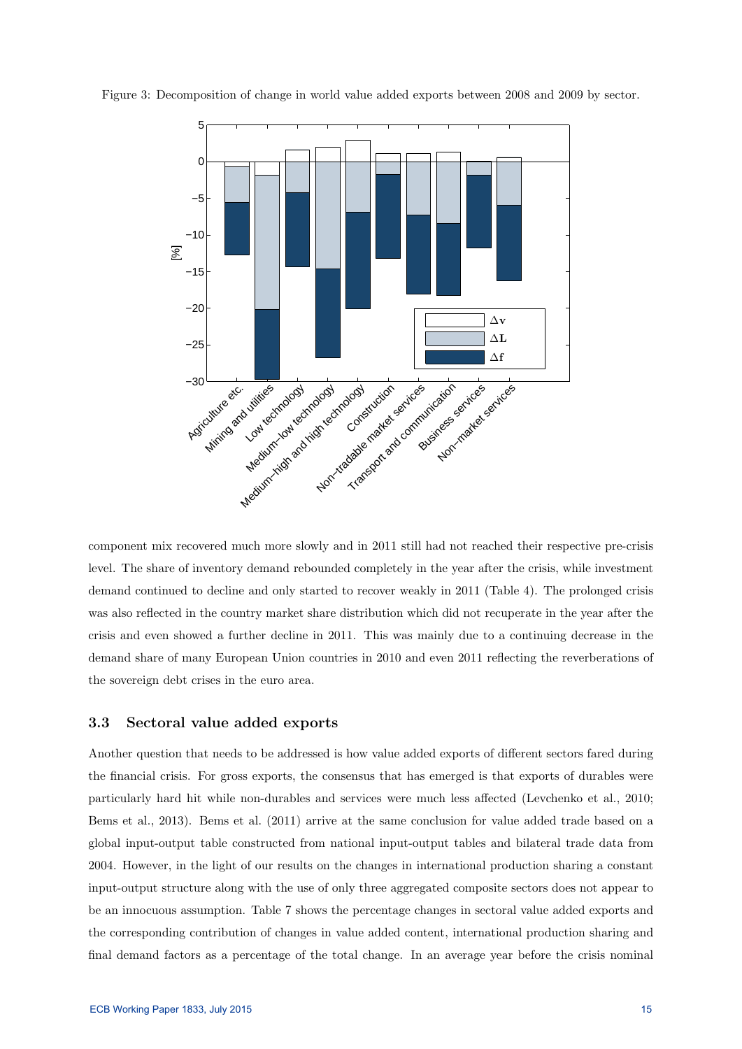Figure 3: Decomposition of change in world value added exports between 2008 and 2009 by sector.

component mix recovered much more slowly and in 2011 still had not reached their respective pre-crisis level. The share of inventory demand rebounded completely in the year after the crisis, while investment demand continued to decline and only started to recover weakly in 2011 (Table 4). The prolonged crisis was also reflected in the country market share distribution which did not recuperate in the year after the crisis and even showed a further decline in 2011. This was mainly due to a continuing decrease in the demand share of many European Union countries in 2010 and even 2011 reflecting the reverberations of the sovereign debt crises in the euro area.

### 3.3 Sectoral value added exports

Another question that needs to be addressed is how value added exports of different sectors fared during the financial crisis. For gross exports, the consensus that has emerged is that exports of durables were particularly hard hit while non-durables and services were much less affected (Levchenko et al., 2010; Bems et al., 2013). Bems et al. (2011) arrive at the same conclusion for value added trade based on a global input-output table constructed from national input-output tables and bilateral trade data from 2004. However, in the light of our results on the changes in international production sharing a constant input-output structure along with the use of only three aggregated composite sectors does not appear to be an innocuous assumption. Table 7 shows the percentage changes in sectoral value added exports and the corresponding contribution of changes in value added content, international production sharing and final demand factors as a percentage of the total change. In an average year before the crisis nominal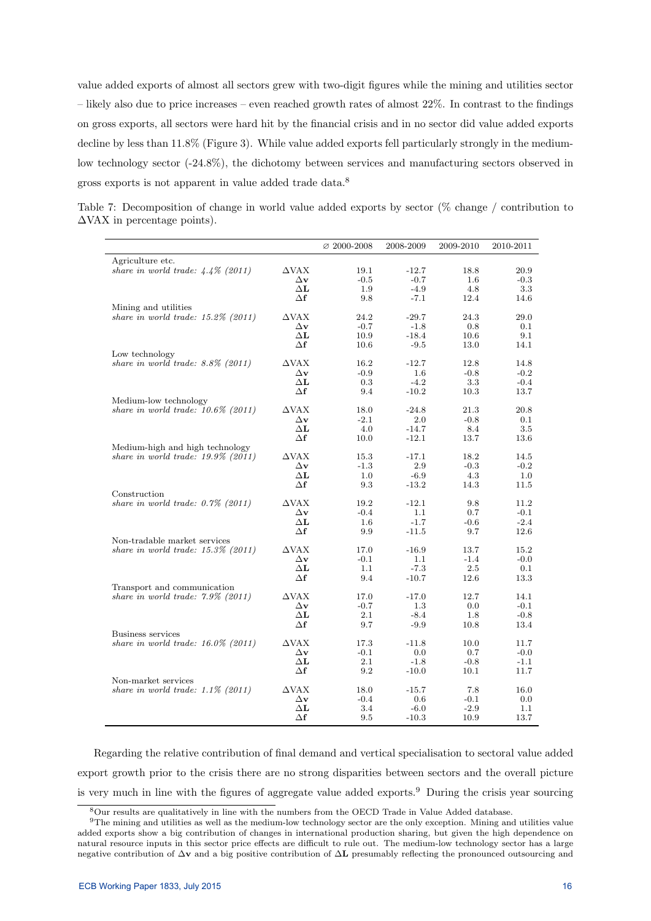value added exports of almost all sectors grew with two-digit figures while the mining and utilities sector – likely also due to price increases – even reached growth rates of almost 22%. In contrast to the findings on gross exports, all sectors were hard hit by the financial crisis and in no sector did value added exports decline by less than 11.8% (Figure 3). While value added exports fell particularly strongly in the medium-low technology sector (-24.8%), the dichotomy between services and manufacturing sectors observed in gross exports is not apparent in value added trade data.[8]

Table 7: Decomposition of change in world value added exports by sector (% change / contribution to ΔVAX in percentage points).

| | | ∅ 2000-2008 | 2008-2009 | 2009-2010 | 2010-2011 |
|---|---|---|---|---|---|
| Agriculture etc. | | | | | |
| *share in world trade: 4.4% (2011)* | ΔVAX | 19.1 | -12.7 | 18.8 | 20.9 |
| | $\Delta\mathbf{v}$ | -0.5 | -0.7 | 1.6 | -0.3 |
| | $\Delta\mathbf{L}$ | 1.9 | -4.9 | 4.8 | 3.3 |
| | $\Delta\mathbf{f}$ | 9.8 | -7.1 | 12.4 | 14.6 |
| Mining and utilities | | | | | |
| *share in world trade: 15.2% (2011)* | ΔVAX | 24.2 | -29.7 | 24.3 | 29.0 |
| | $\Delta\mathbf{v}$ | -0.7 | -1.8 | 0.8 | 0.1 |
| | $\Delta\mathbf{L}$ | 10.9 | -18.4 | 10.6 | 9.1 |
| | $\Delta\mathbf{f}$ | 10.6 | -9.5 | 13.0 | 14.1 |
| Low technology | | | | | |
| *share in world trade: 8.8% (2011)* | ΔVAX | 16.2 | -12.7 | 12.8 | 14.8 |
| | $\Delta\mathbf{v}$ | -0.9 | 1.6 | -0.8 | -0.2 |
| | $\Delta\mathbf{L}$ | 0.3 | -4.2 | 3.3 | -0.4 |
| | $\Delta\mathbf{f}$ | 9.4 | -10.2 | 10.3 | 13.7 |
| Medium-low technology | | | | | |
| *share in world trade: 10.6% (2011)* | ΔVAX | 18.0 | -24.8 | 21.3 | 20.8 |
| | $\Delta\mathbf{v}$ | -2.1 | 2.0 | -0.8 | 0.1 |
| | $\Delta\mathbf{L}$ | 4.0 | -14.7 | 8.4 | 3.5 |
| | $\Delta\mathbf{f}$ | 10.0 | -12.1 | 13.7 | 13.6 |
| Medium-high and high technology | | | | | |
| *share in world trade: 19.9% (2011)* | ΔVAX | 15.3 | -17.1 | 18.2 | 14.5 |
| | $\Delta\mathbf{v}$ | -1.3 | 2.9 | -0.3 | -0.2 |
| | $\Delta\mathbf{L}$ | 1.0 | -6.9 | 4.3 | 1.0 |
| | $\Delta\mathbf{f}$ | 9.3 | -13.2 | 14.3 | 11.5 |
| Construction | | | | | |
| *share in world trade: 0.7% (2011)* | ΔVAX | 19.2 | -12.1 | 9.8 | 11.2 |
| | $\Delta\mathbf{v}$ | -0.4 | 1.1 | 0.7 | -0.1 |
| | $\Delta\mathbf{L}$ | 1.6 | -1.7 | -0.6 | -2.4 |
| | $\Delta\mathbf{f}$ | 9.9 | -11.5 | 9.7 | 12.6 |
| Non-tradable market services | | | | | |
| *share in world trade: 15.3% (2011)* | ΔVAX | 17.0 | -16.9 | 13.7 | 15.2 |
| | $\Delta\mathbf{v}$ | -0.1 | 1.1 | -1.4 | -0.0 |
| | $\Delta\mathbf{L}$ | 1.1 | -7.3 | 2.5 | 0.1 |
| | $\Delta\mathbf{f}$ | 9.4 | -10.7 | 12.6 | 13.3 |
| Transport and communication | | | | | |
| *share in world trade: 7.9% (2011)* | ΔVAX | 17.0 | -17.0 | 12.7 | 14.1 |
| | $\Delta\mathbf{v}$ | -0.7 | 1.3 | 0.0 | -0.1 |
| | $\Delta\mathbf{L}$ | 2.1 | -8.4 | 1.8 | -0.8 |
| | $\Delta\mathbf{f}$ | 9.7 | -9.9 | 10.8 | 13.4 |
| Business services | | | | | |
| *share in world trade: 16.0% (2011)* | ΔVAX | 17.3 | -11.8 | 10.0 | 11.7 |
| | $\Delta\mathbf{v}$ | -0.1 | 0.0 | 0.7 | -0.0 |
| | $\Delta\mathbf{L}$ | 2.1 | -1.8 | -0.8 | -1.1 |
| | $\Delta\mathbf{f}$ | 9.2 | -10.0 | 10.1 | 11.7 |
| Non-market services | | | | | |
| *share in world trade: 1.1% (2011)* | ΔVAX | 18.0 | -15.7 | 7.8 | 16.0 |
| | $\Delta\mathbf{v}$ | -0.4 | 0.6 | -0.1 | 0.0 |
| | $\Delta\mathbf{L}$ | 3.4 | -6.0 | -2.9 | 1.1 |
| | $\Delta\mathbf{f}$ | 9.5 | -10.3 | 10.9 | 13.7 |

Regarding the relative contribution of final demand and vertical specialisation to sectoral value added export growth prior to the crisis there are no strong disparities between sectors and the overall picture is very much in line with the figures of aggregate value added exports.[9] During the crisis year sourcing

[8] Our results are qualitatively in line with the numbers from the OECD Trade in Value Added database.

[9] The mining and utilities as well as the medium-low technology sector are the only exception. Mining and utilities value added exports show a big contribution of changes in international production sharing, but given the high dependence on natural resource inputs in this sector price effects are difficult to rule out. The medium-low technology sector has a large negative contribution of $\Delta\mathbf{v}$ and a big positive contribution of $\Delta\mathbf{L}$ presumably reflecting the pronounced outsourcing and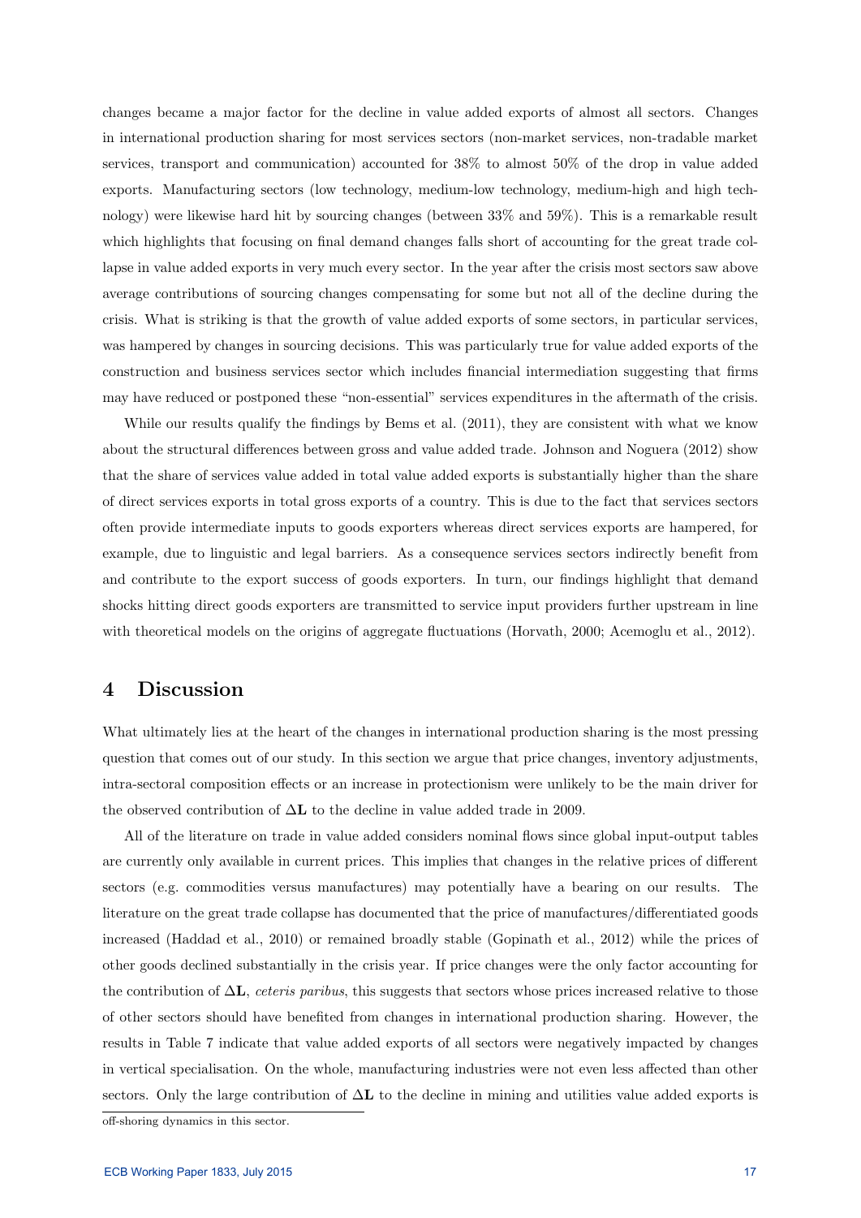changes became a major factor for the decline in value added exports of almost all sectors. Changes in international production sharing for most services sectors (non-market services, non-tradable market services, transport and communication) accounted for 38% to almost 50% of the drop in value added exports. Manufacturing sectors (low technology, medium-low technology, medium-high and high technology) were likewise hard hit by sourcing changes (between 33% and 59%). This is a remarkable result which highlights that focusing on final demand changes falls short of accounting for the great trade collapse in value added exports in very much every sector. In the year after the crisis most sectors saw above average contributions of sourcing changes compensating for some but not all of the decline during the crisis. What is striking is that the growth of value added exports of some sectors, in particular services, was hampered by changes in sourcing decisions. This was particularly true for value added exports of the construction and business services sector which includes financial intermediation suggesting that firms may have reduced or postponed these "non-essential" services expenditures in the aftermath of the crisis.

While our results qualify the findings by Bems et al. (2011), they are consistent with what we know about the structural differences between gross and value added trade. Johnson and Noguera (2012) show that the share of services value added in total value added exports is substantially higher than the share of direct services exports in total gross exports of a country. This is due to the fact that services sectors often provide intermediate inputs to goods exporters whereas direct services exports are hampered, for example, due to linguistic and legal barriers. As a consequence services sectors indirectly benefit from and contribute to the export success of goods exporters. In turn, our findings highlight that demand shocks hitting direct goods exporters are transmitted to service input providers further upstream in line with theoretical models on the origins of aggregate fluctuations (Horvath, 2000; Acemoglu et al., 2012).

## 4 Discussion

What ultimately lies at the heart of the changes in international production sharing is the most pressing question that comes out of our study. In this section we argue that price changes, inventory adjustments, intra-sectoral composition effects or an increase in protectionism were unlikely to be the main driver for the observed contribution of $\Delta\mathbf{L}$ to the decline in value added trade in 2009.

All of the literature on trade in value added considers nominal flows since global input-output tables are currently only available in current prices. This implies that changes in the relative prices of different sectors (e.g. commodities versus manufactures) may potentially have a bearing on our results. The literature on the great trade collapse has documented that the price of manufactures/differentiated goods increased (Haddad et al., 2010) or remained broadly stable (Gopinath et al., 2012) while the prices of other goods declined substantially in the crisis year. If price changes were the only factor accounting for the contribution of $\Delta\mathbf{L}$, *ceteris paribus*, this suggests that sectors whose prices increased relative to those of other sectors should have benefited from changes in international production sharing. However, the results in Table 7 indicate that value added exports of all sectors were negatively impacted by changes in vertical specialisation. On the whole, manufacturing industries were not even less affected than other sectors. Only the large contribution of $\Delta\mathbf{L}$ to the decline in mining and utilities value added exports is

off-shoring dynamics in this sector.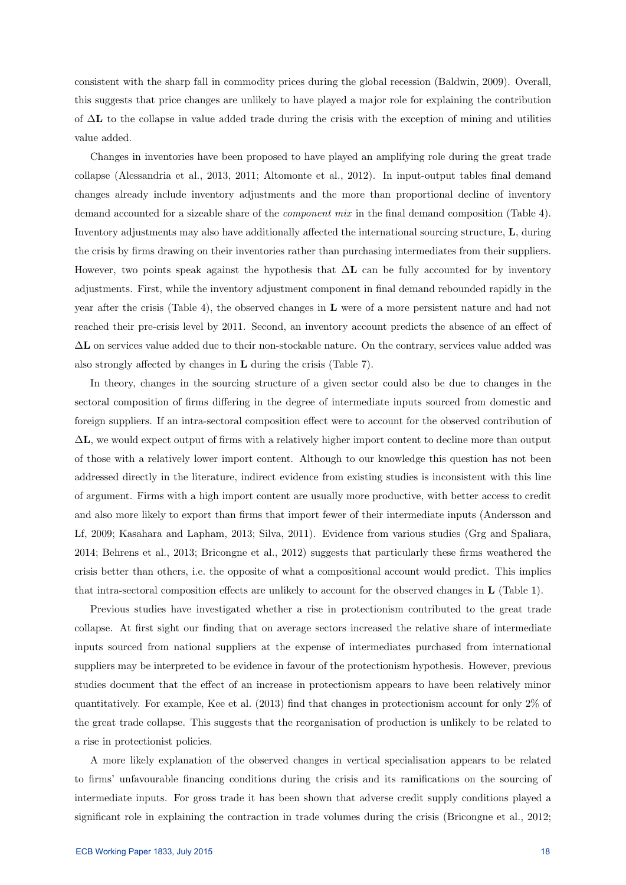consistent with the sharp fall in commodity prices during the global recession (Baldwin, 2009). Overall, this suggests that price changes are unlikely to have played a major role for explaining the contribution of $\Delta\mathbf{L}$ to the collapse in value added trade during the crisis with the exception of mining and utilities value added.

Changes in inventories have been proposed to have played an amplifying role during the great trade collapse (Alessandria et al., 2013, 2011; Altomonte et al., 2012). In input-output tables final demand changes already include inventory adjustments and the more than proportional decline of inventory demand accounted for a sizeable share of the *component mix* in the final demand composition (Table 4). Inventory adjustments may also have additionally affected the international sourcing structure, $\mathbf{L}$, during the crisis by firms drawing on their inventories rather than purchasing intermediates from their suppliers. However, two points speak against the hypothesis that $\Delta\mathbf{L}$ can be fully accounted for by inventory adjustments. First, while the inventory adjustment component in final demand rebounded rapidly in the year after the crisis (Table 4), the observed changes in $\mathbf{L}$ were of a more persistent nature and had not reached their pre-crisis level by 2011. Second, an inventory account predicts the absence of an effect of $\Delta\mathbf{L}$ on services value added due to their non-stockable nature. On the contrary, services value added was also strongly affected by changes in $\mathbf{L}$ during the crisis (Table 7).

In theory, changes in the sourcing structure of a given sector could also be due to changes in the sectoral composition of firms differing in the degree of intermediate inputs sourced from domestic and foreign suppliers. If an intra-sectoral composition effect were to account for the observed contribution of $\Delta\mathbf{L}$, we would expect output of firms with a relatively higher import content to decline more than output of those with a relatively lower import content. Although to our knowledge this question has not been addressed directly in the literature, indirect evidence from existing studies is inconsistent with this line of argument. Firms with a high import content are usually more productive, with better access to credit and also more likely to export than firms that import fewer of their intermediate inputs (Andersson and Lf, 2009; Kasahara and Lapham, 2013; Silva, 2011). Evidence from various studies (Grg and Spaliara, 2014; Behrens et al., 2013; Bricongne et al., 2012) suggests that particularly these firms weathered the crisis better than others, i.e. the opposite of what a compositional account would predict. This implies that intra-sectoral composition effects are unlikely to account for the observed changes in $\mathbf{L}$ (Table 1).

Previous studies have investigated whether a rise in protectionism contributed to the great trade collapse. At first sight our finding that on average sectors increased the relative share of intermediate inputs sourced from national suppliers at the expense of intermediates purchased from international suppliers may be interpreted to be evidence in favour of the protectionism hypothesis. However, previous studies document that the effect of an increase in protectionism appears to have been relatively minor quantitatively. For example, Kee et al. (2013) find that changes in protectionism account for only 2% of the great trade collapse. This suggests that the reorganisation of production is unlikely to be related to a rise in protectionist policies.

A more likely explanation of the observed changes in vertical specialisation appears to be related to firms' unfavourable financing conditions during the crisis and its ramifications on the sourcing of intermediate inputs. For gross trade it has been shown that adverse credit supply conditions played a significant role in explaining the contraction in trade volumes during the crisis (Bricongne et al., 2012;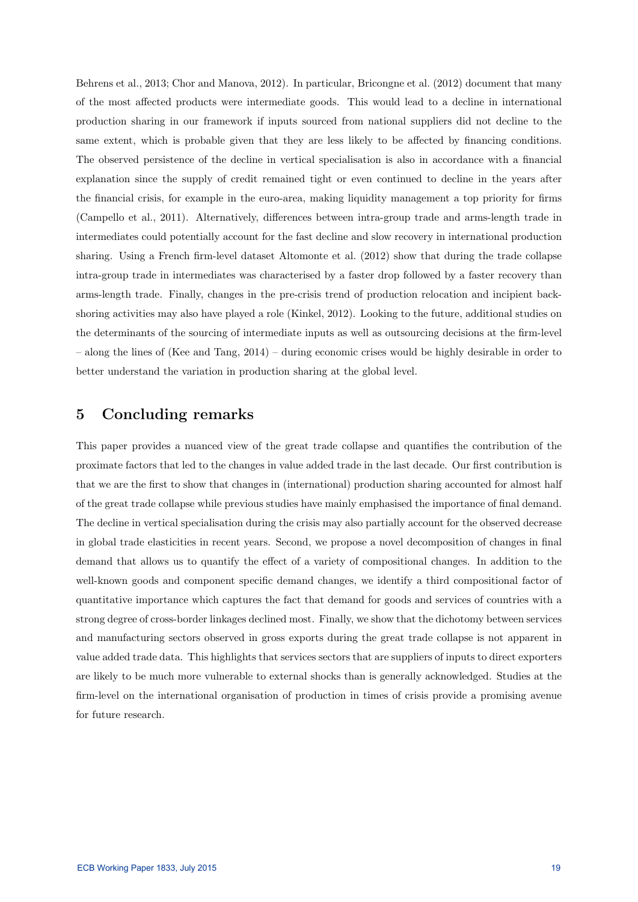Behrens et al., 2013; Chor and Manova, 2012). In particular, Bricongne et al. (2012) document that many of the most affected products were intermediate goods. This would lead to a decline in international production sharing in our framework if inputs sourced from national suppliers did not decline to the same extent, which is probable given that they are less likely to be affected by financing conditions. The observed persistence of the decline in vertical specialisation is also in accordance with a financial explanation since the supply of credit remained tight or even continued to decline in the years after the financial crisis, for example in the euro-area, making liquidity management a top priority for firms (Campello et al., 2011). Alternatively, differences between intra-group trade and arms-length trade in intermediates could potentially account for the fast decline and slow recovery in international production sharing. Using a French firm-level dataset Altomonte et al. (2012) show that during the trade collapse intra-group trade in intermediates was characterised by a faster drop followed by a faster recovery than arms-length trade. Finally, changes in the pre-crisis trend of production relocation and incipient back-shoring activities may also have played a role (Kinkel, 2012). Looking to the future, additional studies on the determinants of the sourcing of intermediate inputs as well as outsourcing decisions at the firm-level – along the lines of (Kee and Tang, 2014) – during economic crises would be highly desirable in order to better understand the variation in production sharing at the global level.

# 5 Concluding remarks

This paper provides a nuanced view of the great trade collapse and quantifies the contribution of the proximate factors that led to the changes in value added trade in the last decade. Our first contribution is that we are the first to show that changes in (international) production sharing accounted for almost half of the great trade collapse while previous studies have mainly emphasised the importance of final demand. The decline in vertical specialisation during the crisis may also partially account for the observed decrease in global trade elasticities in recent years. Second, we propose a novel decomposition of changes in final demand that allows us to quantify the effect of a variety of compositional changes. In addition to the well-known goods and component specific demand changes, we identify a third compositional factor of quantitative importance which captures the fact that demand for goods and services of countries with a strong degree of cross-border linkages declined most. Finally, we show that the dichotomy between services and manufacturing sectors observed in gross exports during the great trade collapse is not apparent in value added trade data. This highlights that services sectors that are suppliers of inputs to direct exporters are likely to be much more vulnerable to external shocks than is generally acknowledged. Studies at the firm-level on the international organisation of production in times of crisis provide a promising avenue for future research.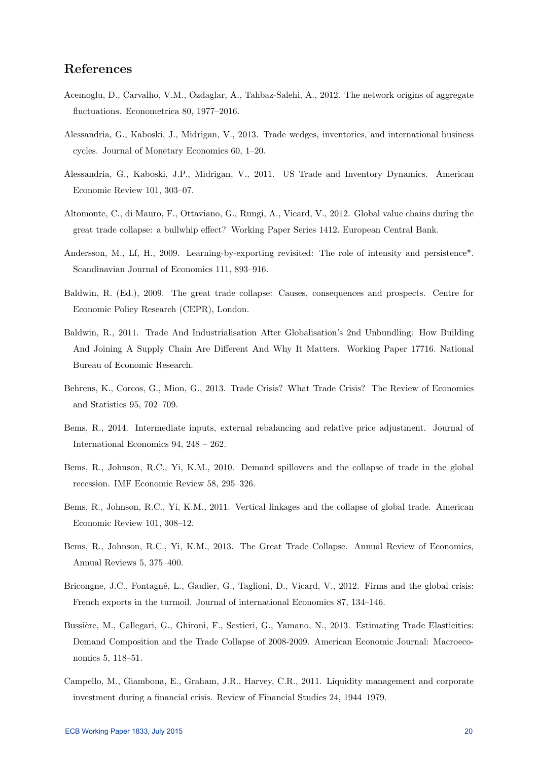## References

Acemoglu, D., Carvalho, V.M., Ozdaglar, A., Tahbaz-Salehi, A., 2012. The network origins of aggregate fluctuations. Econometrica 80, 1977–2016.

Alessandria, G., Kaboski, J., Midrigan, V., 2013. Trade wedges, inventories, and international business cycles. Journal of Monetary Economics 60, 1–20.

Alessandria, G., Kaboski, J.P., Midrigan, V., 2011. US Trade and Inventory Dynamics. American Economic Review 101, 303–07.

Altomonte, C., di Mauro, F., Ottaviano, G., Rungi, A., Vicard, V., 2012. Global value chains during the great trade collapse: a bullwhip effect? Working Paper Series 1412. European Central Bank.

Andersson, M., Lf, H., 2009. Learning-by-exporting revisited: The role of intensity and persistence*. Scandinavian Journal of Economics 111, 893–916.

Baldwin, R. (Ed.), 2009. The great trade collapse: Causes, consequences and prospects. Centre for Economic Policy Research (CEPR), London.

Baldwin, R., 2011. Trade And Industrialisation After Globalisation's 2nd Unbundling: How Building And Joining A Supply Chain Are Different And Why It Matters. Working Paper 17716. National Bureau of Economic Research.

Behrens, K., Corcos, G., Mion, G., 2013. Trade Crisis? What Trade Crisis? The Review of Economics and Statistics 95, 702–709.

Bems, R., 2014. Intermediate inputs, external rebalancing and relative price adjustment. Journal of International Economics 94, 248 – 262.

Bems, R., Johnson, R.C., Yi, K.M., 2010. Demand spillovers and the collapse of trade in the global recession. IMF Economic Review 58, 295–326.

Bems, R., Johnson, R.C., Yi, K.M., 2011. Vertical linkages and the collapse of global trade. American Economic Review 101, 308–12.

Bems, R., Johnson, R.C., Yi, K.M., 2013. The Great Trade Collapse. Annual Review of Economics, Annual Reviews 5, 375–400.

Bricongne, J.C., Fontagné, L., Gaulier, G., Taglioni, D., Vicard, V., 2012. Firms and the global crisis: French exports in the turmoil. Journal of international Economics 87, 134–146.

Bussière, M., Callegari, G., Ghironi, F., Sestieri, G., Yamano, N., 2013. Estimating Trade Elasticities: Demand Composition and the Trade Collapse of 2008-2009. American Economic Journal: Macroeconomics 5, 118–51.

Campello, M., Giambona, E., Graham, J.R., Harvey, C.R., 2011. Liquidity management and corporate investment during a financial crisis. Review of Financial Studies 24, 1944–1979.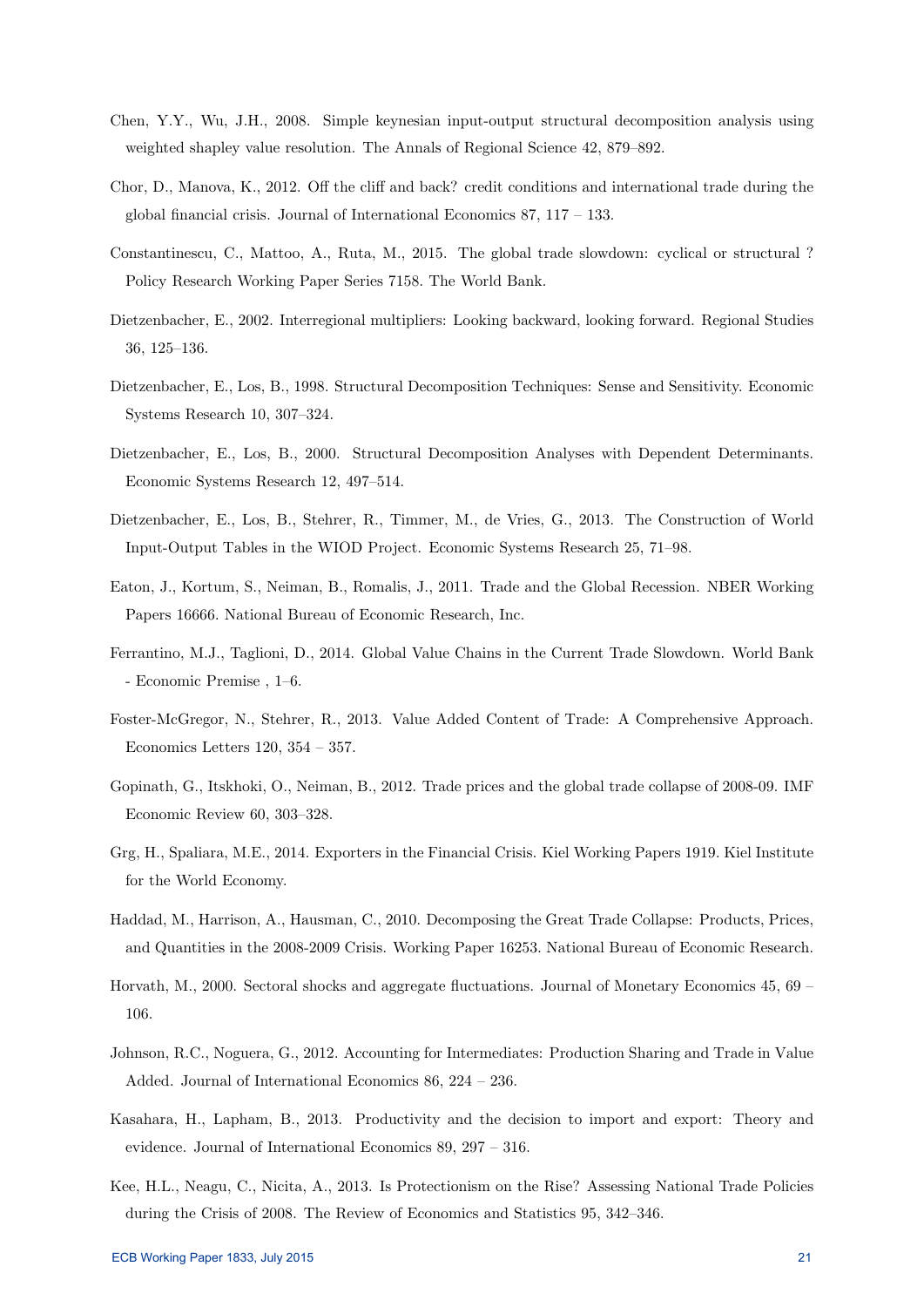Chen, Y.Y., Wu, J.H., 2008. Simple keynesian input-output structural decomposition analysis using weighted shapley value resolution. The Annals of Regional Science 42, 879–892.

Chor, D., Manova, K., 2012. Off the cliff and back? credit conditions and international trade during the global financial crisis. Journal of International Economics 87, 117 – 133.

Constantinescu, C., Mattoo, A., Ruta, M., 2015. The global trade slowdown: cyclical or structural ? Policy Research Working Paper Series 7158. The World Bank.

Dietzenbacher, E., 2002. Interregional multipliers: Looking backward, looking forward. Regional Studies 36, 125–136.

Dietzenbacher, E., Los, B., 1998. Structural Decomposition Techniques: Sense and Sensitivity. Economic Systems Research 10, 307–324.

Dietzenbacher, E., Los, B., 2000. Structural Decomposition Analyses with Dependent Determinants. Economic Systems Research 12, 497–514.

Dietzenbacher, E., Los, B., Stehrer, R., Timmer, M., de Vries, G., 2013. The Construction of World Input-Output Tables in the WIOD Project. Economic Systems Research 25, 71–98.

Eaton, J., Kortum, S., Neiman, B., Romalis, J., 2011. Trade and the Global Recession. NBER Working Papers 16666. National Bureau of Economic Research, Inc.

Ferrantino, M.J., Taglioni, D., 2014. Global Value Chains in the Current Trade Slowdown. World Bank - Economic Premise , 1–6.

Foster-McGregor, N., Stehrer, R., 2013. Value Added Content of Trade: A Comprehensive Approach. Economics Letters 120, 354 – 357.

Gopinath, G., Itskhoki, O., Neiman, B., 2012. Trade prices and the global trade collapse of 2008-09. IMF Economic Review 60, 303–328.

Grg, H., Spaliara, M.E., 2014. Exporters in the Financial Crisis. Kiel Working Papers 1919. Kiel Institute for the World Economy.

Haddad, M., Harrison, A., Hausman, C., 2010. Decomposing the Great Trade Collapse: Products, Prices, and Quantities in the 2008-2009 Crisis. Working Paper 16253. National Bureau of Economic Research.

Horvath, M., 2000. Sectoral shocks and aggregate fluctuations. Journal of Monetary Economics 45, 69 – 106.

Johnson, R.C., Noguera, G., 2012. Accounting for Intermediates: Production Sharing and Trade in Value Added. Journal of International Economics 86, 224 – 236.

Kasahara, H., Lapham, B., 2013. Productivity and the decision to import and export: Theory and evidence. Journal of International Economics 89, 297 – 316.

Kee, H.L., Neagu, C., Nicita, A., 2013. Is Protectionism on the Rise? Assessing National Trade Policies during the Crisis of 2008. The Review of Economics and Statistics 95, 342–346.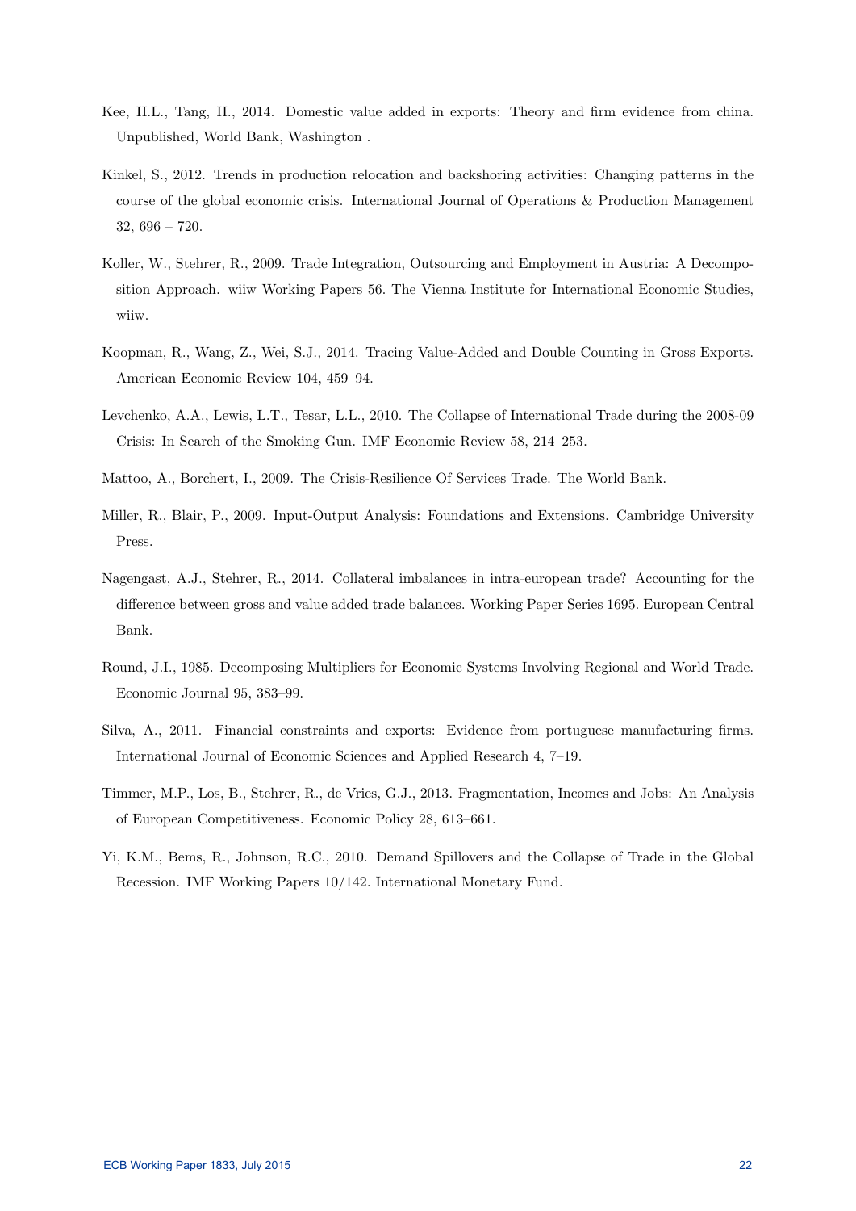Kee, H.L., Tang, H., 2014. Domestic value added in exports: Theory and firm evidence from china. Unpublished, World Bank, Washington .

Kinkel, S., 2012. Trends in production relocation and backshoring activities: Changing patterns in the course of the global economic crisis. International Journal of Operations & Production Management 32, 696 – 720.

Koller, W., Stehrer, R., 2009. Trade Integration, Outsourcing and Employment in Austria: A Decomposition Approach. wiiw Working Papers 56. The Vienna Institute for International Economic Studies, wiiw.

Koopman, R., Wang, Z., Wei, S.J., 2014. Tracing Value-Added and Double Counting in Gross Exports. American Economic Review 104, 459–94.

Levchenko, A.A., Lewis, L.T., Tesar, L.L., 2010. The Collapse of International Trade during the 2008-09 Crisis: In Search of the Smoking Gun. IMF Economic Review 58, 214–253.

Mattoo, A., Borchert, I., 2009. The Crisis-Resilience Of Services Trade. The World Bank.

Miller, R., Blair, P., 2009. Input-Output Analysis: Foundations and Extensions. Cambridge University Press.

Nagengast, A.J., Stehrer, R., 2014. Collateral imbalances in intra-european trade? Accounting for the difference between gross and value added trade balances. Working Paper Series 1695. European Central Bank.

Round, J.I., 1985. Decomposing Multipliers for Economic Systems Involving Regional and World Trade. Economic Journal 95, 383–99.

Silva, A., 2011. Financial constraints and exports: Evidence from portuguese manufacturing firms. International Journal of Economic Sciences and Applied Research 4, 7–19.

Timmer, M.P., Los, B., Stehrer, R., de Vries, G.J., 2013. Fragmentation, Incomes and Jobs: An Analysis of European Competitiveness. Economic Policy 28, 613–661.

Yi, K.M., Bems, R., Johnson, R.C., 2010. Demand Spillovers and the Collapse of Trade in the Global Recession. IMF Working Papers 10/142. International Monetary Fund.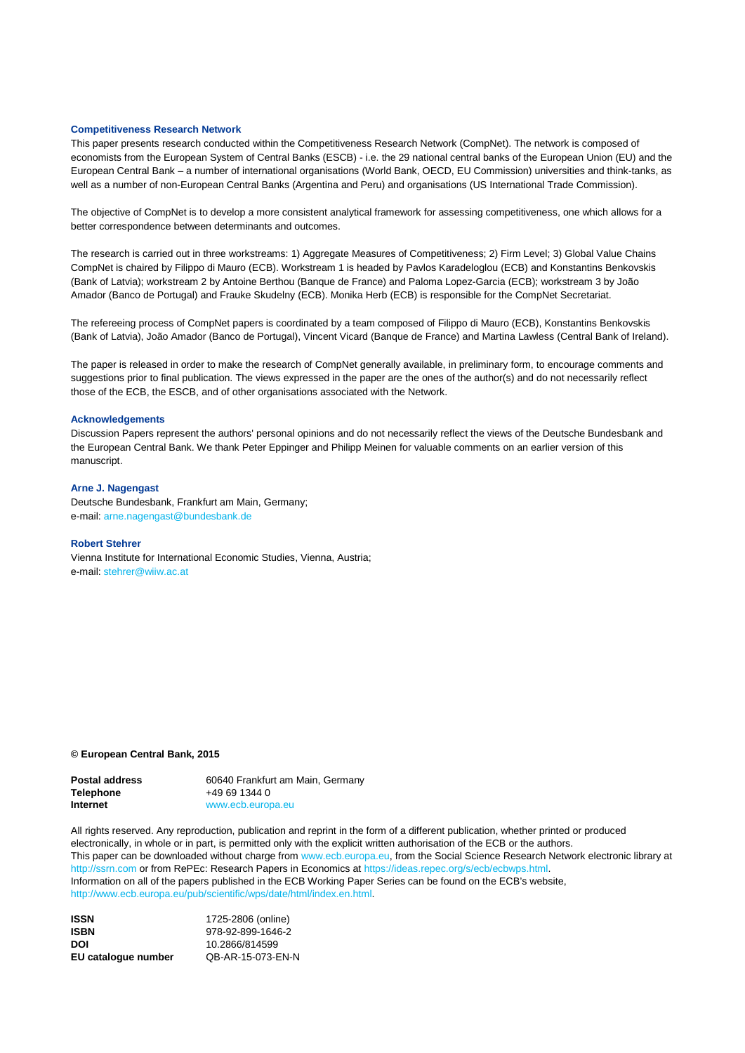**Competitiveness Research Network**

This paper presents research conducted within the Competitiveness Research Network (CompNet). The network is composed of economists from the European System of Central Banks (ESCB) - i.e. the 29 national central banks of the European Union (EU) and the European Central Bank – a number of international organisations (World Bank, OECD, EU Commission) universities and think-tanks, as well as a number of non-European Central Banks (Argentina and Peru) and organisations (US International Trade Commission).

The objective of CompNet is to develop a more consistent analytical framework for assessing competitiveness, one which allows for a better correspondence between determinants and outcomes.

The research is carried out in three workstreams: 1) Aggregate Measures of Competitiveness; 2) Firm Level; 3) Global Value Chains CompNet is chaired by Filippo di Mauro (ECB). Workstream 1 is headed by Pavlos Karadeloglou (ECB) and Konstantins Benkovskis (Bank of Latvia); workstream 2 by Antoine Berthou (Banque de France) and Paloma Lopez-Garcia (ECB); workstream 3 by João Amador (Banco de Portugal) and Frauke Skudelny (ECB). Monika Herb (ECB) is responsible for the CompNet Secretariat.

The refereeing process of CompNet papers is coordinated by a team composed of Filippo di Mauro (ECB), Konstantins Benkovskis (Bank of Latvia), João Amador (Banco de Portugal), Vincent Vicard (Banque de France) and Martina Lawless (Central Bank of Ireland).

The paper is released in order to make the research of CompNet generally available, in preliminary form, to encourage comments and suggestions prior to final publication. The views expressed in the paper are the ones of the author(s) and do not necessarily reflect those of the ECB, the ESCB, and of other organisations associated with the Network.

**Acknowledgements**

Discussion Papers represent the authors' personal opinions and do not necessarily reflect the views of the Deutsche Bundesbank and the European Central Bank. We thank Peter Eppinger and Philipp Meinen for valuable comments on an earlier version of this manuscript.

**Arne J. Nagengast**
Deutsche Bundesbank, Frankfurt am Main, Germany;
e-mail: arne.nagengast@bundesbank.de

**Robert Stehrer**
Vienna Institute for International Economic Studies, Vienna, Austria;
e-mail: stehrer@wiiw.ac.at

**© European Central Bank, 2015**

| | |
|---|---|
| **Postal address** | 60640 Frankfurt am Main, Germany |
| **Telephone** | +49 69 1344 0 |
| **Internet** | www.ecb.europa.eu |

All rights reserved. Any reproduction, publication and reprint in the form of a different publication, whether printed or produced electronically, in whole or in part, is permitted only with the explicit written authorisation of the ECB or the authors.
This paper can be downloaded without charge from www.ecb.europa.eu, from the Social Science Research Network electronic library at http://ssrn.com or from RePEc: Research Papers in Economics at https://ideas.repec.org/s/ecb/ecbwps.html.
Information on all of the papers published in the ECB Working Paper Series can be found on the ECB's website, http://www.ecb.europa.eu/pub/scientific/wps/date/html/index.en.html.

| | |
|---|---|
| **ISSN** | 1725-2806 (online) |
| **ISBN** | 978-92-899-1646-2 |
| **DOI** | 10.2866/814599 |
| **EU catalogue number** | QB-AR-15-073-EN-N |